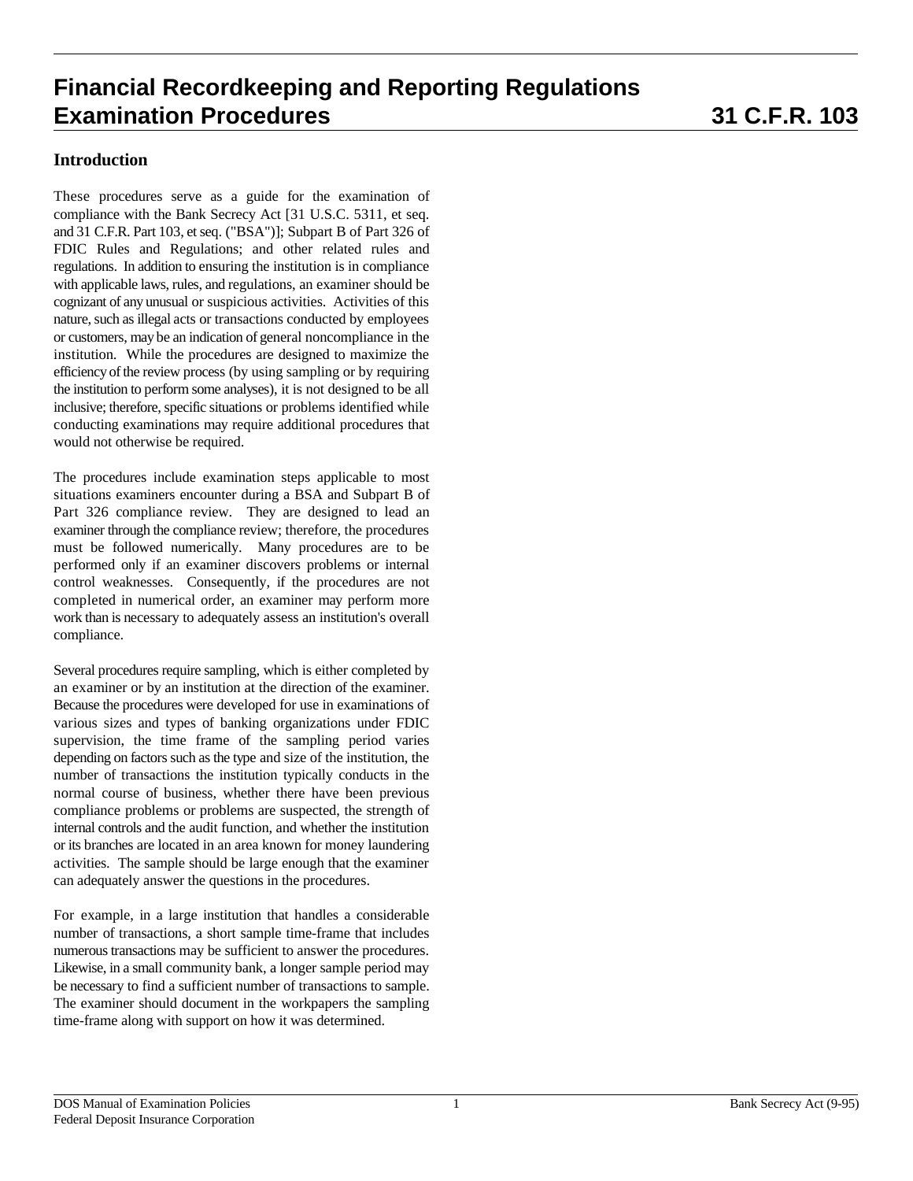# Financial Recordkeeping and Reporting Regulations Examination Procedures 31 C.F.R. 103

## Introduction

These procedures serve as a guide for the examination of compliance with the Bank Secrecy Act [31 U.S.C. 5311, et seq. and 31 C.F.R. Part 103, et seq. ("BSA")]; Subpart B of Part 326 of FDIC Rules and Regulations; and other related rules and regulations. In addition to ensuring the institution is in compliance with applicable laws, rules, and regulations, an examiner should be cognizant of any unusual or suspicious activities. Activities of this nature, such as illegal acts or transactions conducted by employees or customers, may be an indication of general noncompliance in the institution. While the procedures are designed to maximize the efficiency of the review process (by using sampling or by requiring the institution to perform some analyses), it is not designed to be all inclusive; therefore, specific situations or problems identified while conducting examinations may require additional procedures that would not otherwise be required.

The procedures include examination steps applicable to most situations examiners encounter during a BSA and Subpart B of Part 326 compliance review. They are designed to lead an examiner through the compliance review; therefore, the procedures must be followed numerically. Many procedures are to be performed only if an examiner discovers problems or internal control weaknesses. Consequently, if the procedures are not completed in numerical order, an examiner may perform more work than is necessary to adequately assess an institution's overall compliance.

Several procedures require sampling, which is either completed by an examiner or by an institution at the direction of the examiner. Because the procedures were developed for use in examinations of various sizes and types of banking organizations under FDIC supervision, the time frame of the sampling period varies depending on factors such as the type and size of the institution, the number of transactions the institution typically conducts in the normal course of business, whether there have been previous compliance problems or problems are suspected, the strength of internal controls and the audit function, and whether the institution or its branches are located in an area known for money laundering activities. The sample should be large enough that the examiner can adequately answer the questions in the procedures.

For example, in a large institution that handles a considerable number of transactions, a short sample time-frame that includes numerous transactions may be sufficient to answer the procedures. Likewise, in a small community bank, a longer sample period may be necessary to find a sufficient number of transactions to sample. The examiner should document in the workpapers the sampling time-frame along with support on how it was determined.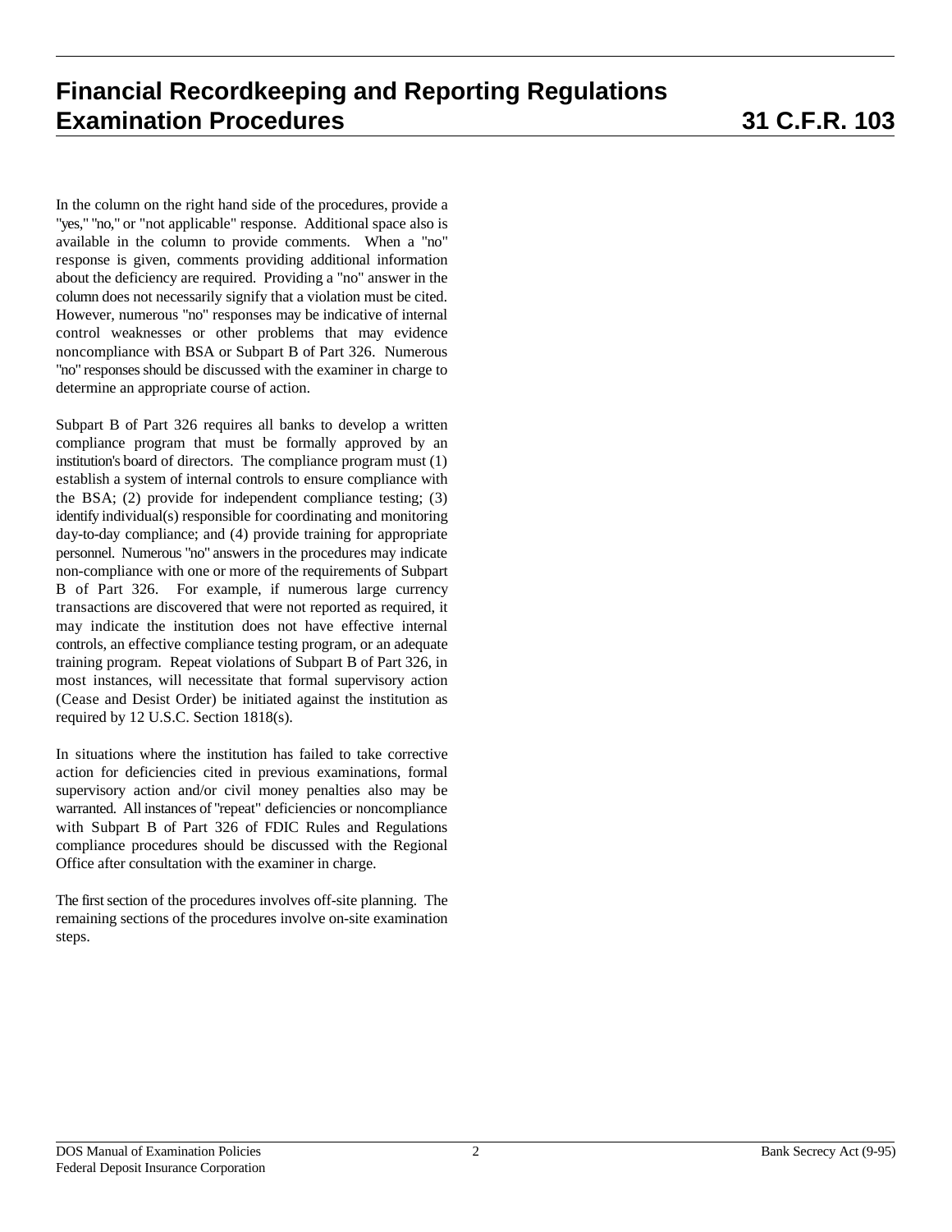In the column on the right hand side of the procedures, provide a "yes," "no," or "not applicable" response. Additional space also is available in the column to provide comments. When a "no" response is given, comments providing additional information about the deficiency are required. Providing a "no" answer in the column does not necessarily signify that a violation must be cited. However, numerous "no" responses may be indicative of internal control weaknesses or other problems that may evidence noncompliance with BSA or Subpart B of Part 326. Numerous "no" responses should be discussed with the examiner in charge to determine an appropriate course of action.

Subpart B of Part 326 requires all banks to develop a written compliance program that must be formally approved by an institution's board of directors. The compliance program must (1) establish a system of internal controls to ensure compliance with the BSA; (2) provide for independent compliance testing; (3) identify individual(s) responsible for coordinating and monitoring day-to-day compliance; and (4) provide training for appropriate personnel. Numerous "no" answers in the procedures may indicate non-compliance with one or more of the requirements of Subpart B of Part 326. For example, if numerous large currency transactions are discovered that were not reported as required, it may indicate the institution does not have effective internal controls, an effective compliance testing program, or an adequate training program. Repeat violations of Subpart B of Part 326, in most instances, will necessitate that formal supervisory action (Cease and Desist Order) be initiated against the institution as required by 12 U.S.C. Section 1818(s).

In situations where the institution has failed to take corrective action for deficiencies cited in previous examinations, formal supervisory action and/or civil money penalties also may be warranted. All instances of "repeat" deficiencies or noncompliance with Subpart B of Part 326 of FDIC Rules and Regulations compliance procedures should be discussed with the Regional Office after consultation with the examiner in charge.

The first section of the procedures involves off-site planning. The remaining sections of the procedures involve on-site examination steps.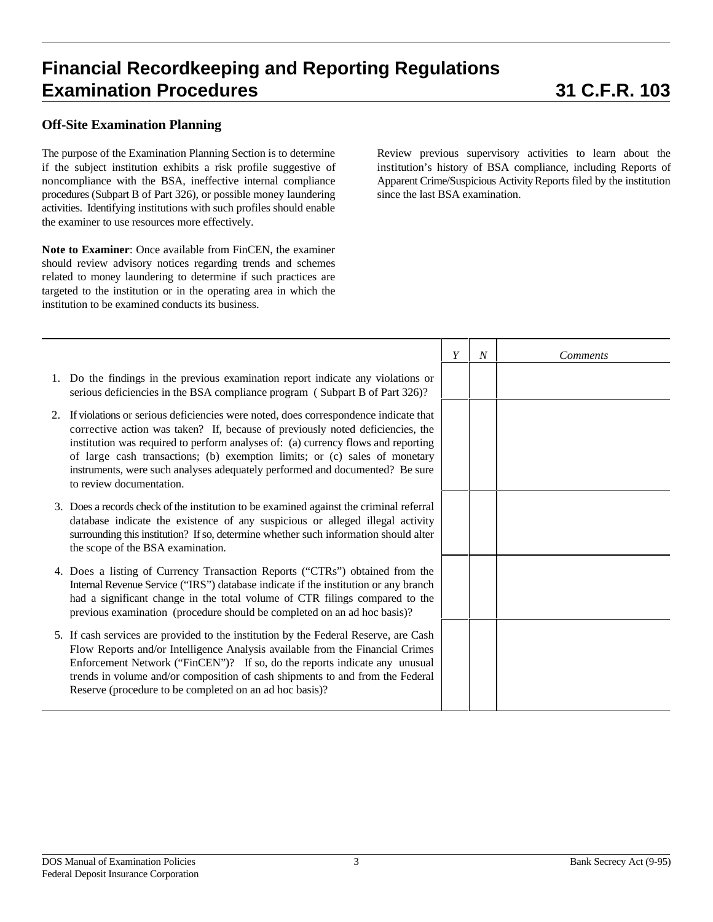# Financial Recordkeeping and Reporting Regulations Examination Procedures 31 C.F.R. 103

## Off-Site Examination Planning

The purpose of the Examination Planning Section is to determine if the subject institution exhibits a risk profile suggestive of noncompliance with the BSA, ineffective internal compliance procedures (Subpart B of Part 326), or possible money laundering activities. Identifying institutions with such profiles should enable the examiner to use resources more effectively.

**Note to Examiner**: Once available from FinCEN, the examiner should review advisory notices regarding trends and schemes related to money laundering to determine if such practices are targeted to the institution or in the operating area in which the institution to be examined conducts its business.

Review previous supervisory activities to learn about the institution's history of BSA compliance, including Reports of Apparent Crime/Suspicious Activity Reports filed by the institution since the last BSA examination.

| | *Y* | *N* | *Comments* |
|---|---|---|---|
| 1. Do the findings in the previous examination report indicate any violations or serious deficiencies in the BSA compliance program ( Subpart B of Part 326)? | | | |
| 2. If violations or serious deficiencies were noted, does correspondence indicate that corrective action was taken? If, because of previously noted deficiencies, the institution was required to perform analyses of: (a) currency flows and reporting of large cash transactions; (b) exemption limits; or (c) sales of monetary instruments, were such analyses adequately performed and documented? Be sure to review documentation. | | | |
| 3. Does a records check of the institution to be examined against the criminal referral database indicate the existence of any suspicious or alleged illegal activity surrounding this institution? If so, determine whether such information should alter the scope of the BSA examination. | | | |
| 4. Does a listing of Currency Transaction Reports ("CTRs") obtained from the Internal Revenue Service ("IRS") database indicate if the institution or any branch had a significant change in the total volume of CTR filings compared to the previous examination (procedure should be completed on an ad hoc basis)? | | | |
| 5. If cash services are provided to the institution by the Federal Reserve, are Cash Flow Reports and/or Intelligence Analysis available from the Financial Crimes Enforcement Network ("FinCEN")? If so, do the reports indicate any unusual trends in volume and/or composition of cash shipments to and from the Federal Reserve (procedure to be completed on an ad hoc basis)? | | | |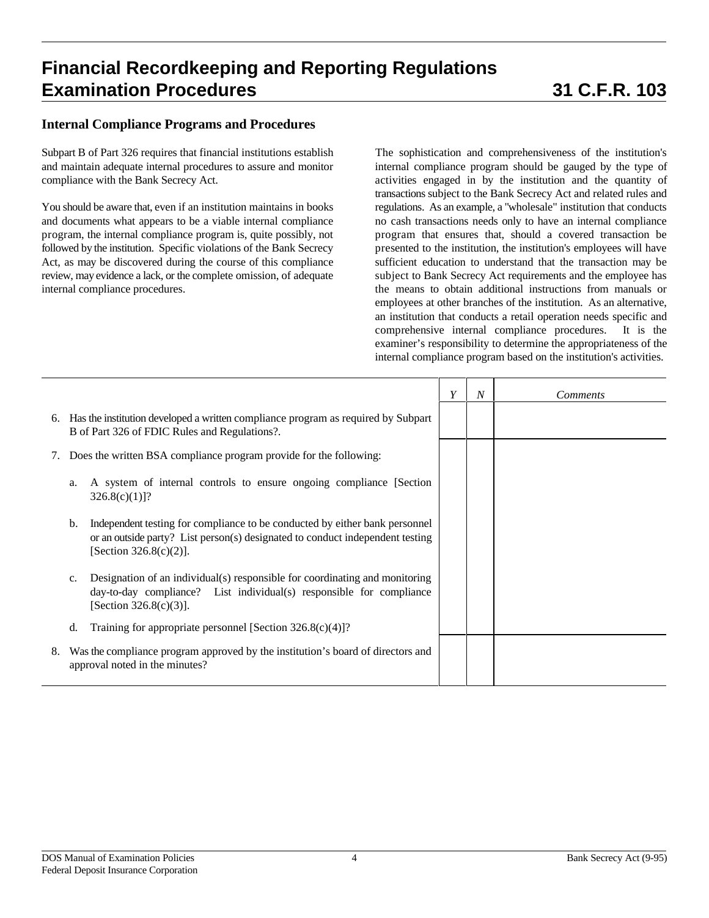# Financial Recordkeeping and Reporting Regulations Examination Procedures 31 C.F.R. 103

### Internal Compliance Programs and Procedures

Subpart B of Part 326 requires that financial institutions establish and maintain adequate internal procedures to assure and monitor compliance with the Bank Secrecy Act.

You should be aware that, even if an institution maintains in books and documents what appears to be a viable internal compliance program, the internal compliance program is, quite possibly, not followed by the institution. Specific violations of the Bank Secrecy Act, as may be discovered during the course of this compliance review, may evidence a lack, or the complete omission, of adequate internal compliance procedures.

The sophistication and comprehensiveness of the institution's internal compliance program should be gauged by the type of activities engaged in by the institution and the quantity of transactions subject to the Bank Secrecy Act and related rules and regulations. As an example, a "wholesale" institution that conducts no cash transactions needs only to have an internal compliance program that ensures that, should a covered transaction be presented to the institution, the institution's employees will have sufficient education to understand that the transaction may be subject to Bank Secrecy Act requirements and the employee has the means to obtain additional instructions from manuals or employees at other branches of the institution. As an alternative, an institution that conducts a retail operation needs specific and comprehensive internal compliance procedures. It is the examiner's responsibility to determine the appropriateness of the internal compliance program based on the institution's activities.

| | *Y* | *N* | *Comments* |
|---|---|---|---|
| 6. Has the institution developed a written compliance program as required by Subpart B of Part 326 of FDIC Rules and Regulations?. | | | |
| 7. Does the written BSA compliance program provide for the following:<br><br>a. A system of internal controls to ensure ongoing compliance [Section 326.8(c)(1)]?<br><br>b. Independent testing for compliance to be conducted by either bank personnel or an outside party? List person(s) designated to conduct independent testing [Section 326.8(c)(2)].<br><br>c. Designation of an individual(s) responsible for coordinating and monitoring day-to-day compliance? List individual(s) responsible for compliance [Section 326.8(c)(3)].<br><br>d. Training for appropriate personnel [Section 326.8(c)(4)]? | | | |
| 8. Was the compliance program approved by the institution's board of directors and approval noted in the minutes? | | | |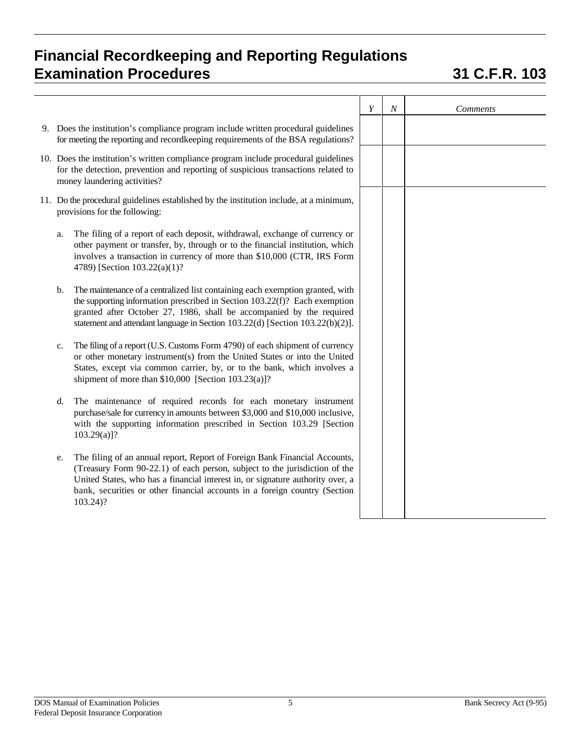# Financial Recordkeeping and Reporting Regulations Examination Procedures — 31 C.F.R. 103

| | Y | N | Comments |
|---|---|---|---|
| 9. Does the institution's compliance program include written procedural guidelines for meeting the reporting and recordkeeping requirements of the BSA regulations? | | | |
| 10. Does the institution's written compliance program include procedural guidelines for the detection, prevention and reporting of suspicious transactions related to money laundering activities? | | | |
| 11. Do the procedural guidelines established by the institution include, at a minimum, provisions for the following: | | | |
| a. The filing of a report of each deposit, withdrawal, exchange of currency or other payment or transfer, by, through or to the financial institution, which involves a transaction in currency of more than $10,000 (CTR, IRS Form 4789) [Section 103.22(a)(1)? | | | |
| b. The maintenance of a centralized list containing each exemption granted, with the supporting information prescribed in Section 103.22(f)? Each exemption granted after October 27, 1986, shall be accompanied by the required statement and attendant language in Section 103.22(d) [Section 103.22(b)(2)]. | | | |
| c. The filing of a report (U.S. Customs Form 4790) of each shipment of currency or other monetary instrument(s) from the United States or into the United States, except via common carrier, by, or to the bank, which involves a shipment of more than $10,000 [Section 103.23(a)]? | | | |
| d. The maintenance of required records for each monetary instrument purchase/sale for currency in amounts between $3,000 and $10,000 inclusive, with the supporting information prescribed in Section 103.29 [Section 103.29(a)]? | | | |
| e. The filing of an annual report, Report of Foreign Bank Financial Accounts, (Treasury Form 90-22.1) of each person, subject to the jurisdiction of the United States, who has a financial interest in, or signature authority over, a bank, securities or other financial accounts in a foreign country (Section 103.24)? | | | |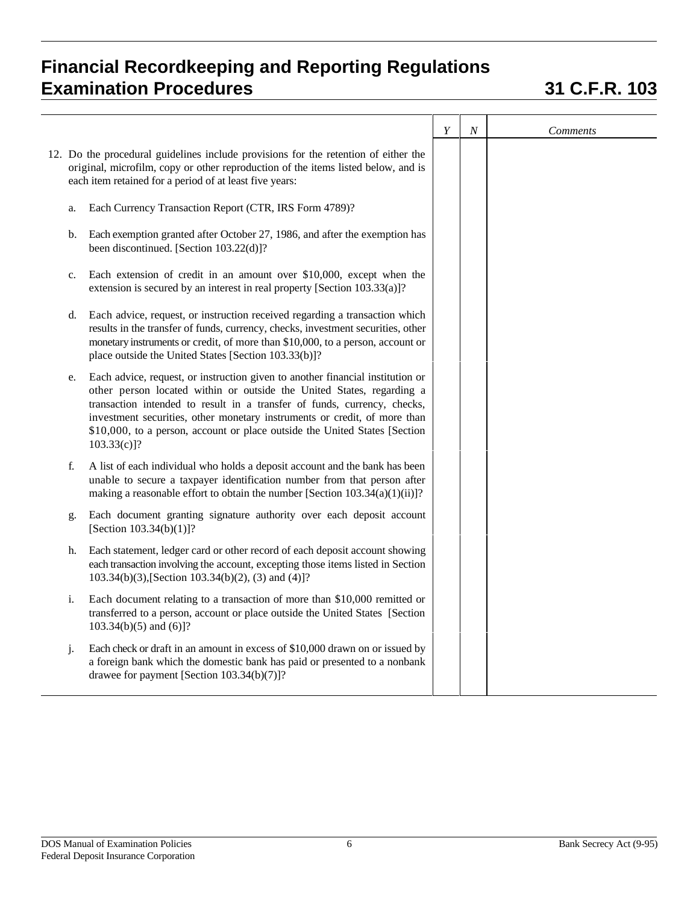# Financial Recordkeeping and Reporting Regulations Examination Procedures — 31 C.F.R. 103

| | Y | N | Comments |
|---|---|---|---|
| 12. Do the procedural guidelines include provisions for the retention of either the original, microfilm, copy or other reproduction of the items listed below, and is each item retained for a period of at least five years: | | | |
| a. Each Currency Transaction Report (CTR, IRS Form 4789)? | | | |
| b. Each exemption granted after October 27, 1986, and after the exemption has been discontinued. [Section 103.22(d)]? | | | |
| c. Each extension of credit in an amount over $10,000, except when the extension is secured by an interest in real property [Section 103.33(a)]? | | | |
| d. Each advice, request, or instruction received regarding a transaction which results in the transfer of funds, currency, checks, investment securities, other monetary instruments or credit, of more than $10,000, to a person, account or place outside the United States [Section 103.33(b)]? | | | |
| e. Each advice, request, or instruction given to another financial institution or other person located within or outside the United States, regarding a transaction intended to result in a transfer of funds, currency, checks, investment securities, other monetary instruments or credit, of more than $10,000, to a person, account or place outside the United States [Section 103.33(c)]? | | | |
| f. A list of each individual who holds a deposit account and the bank has been unable to secure a taxpayer identification number from that person after making a reasonable effort to obtain the number [Section 103.34(a)(1)(ii)]? | | | |
| g. Each document granting signature authority over each deposit account [Section 103.34(b)(1)]? | | | |
| h. Each statement, ledger card or other record of each deposit account showing each transaction involving the account, excepting those items listed in Section 103.34(b)(3),[Section 103.34(b)(2), (3) and (4)]? | | | |
| i. Each document relating to a transaction of more than $10,000 remitted or transferred to a person, account or place outside the United States [Section 103.34(b)(5) and (6)]? | | | |
| j. Each check or draft in an amount in excess of $10,000 drawn on or issued by a foreign bank which the domestic bank has paid or presented to a nonbank drawee for payment [Section 103.34(b)(7)]? | | | |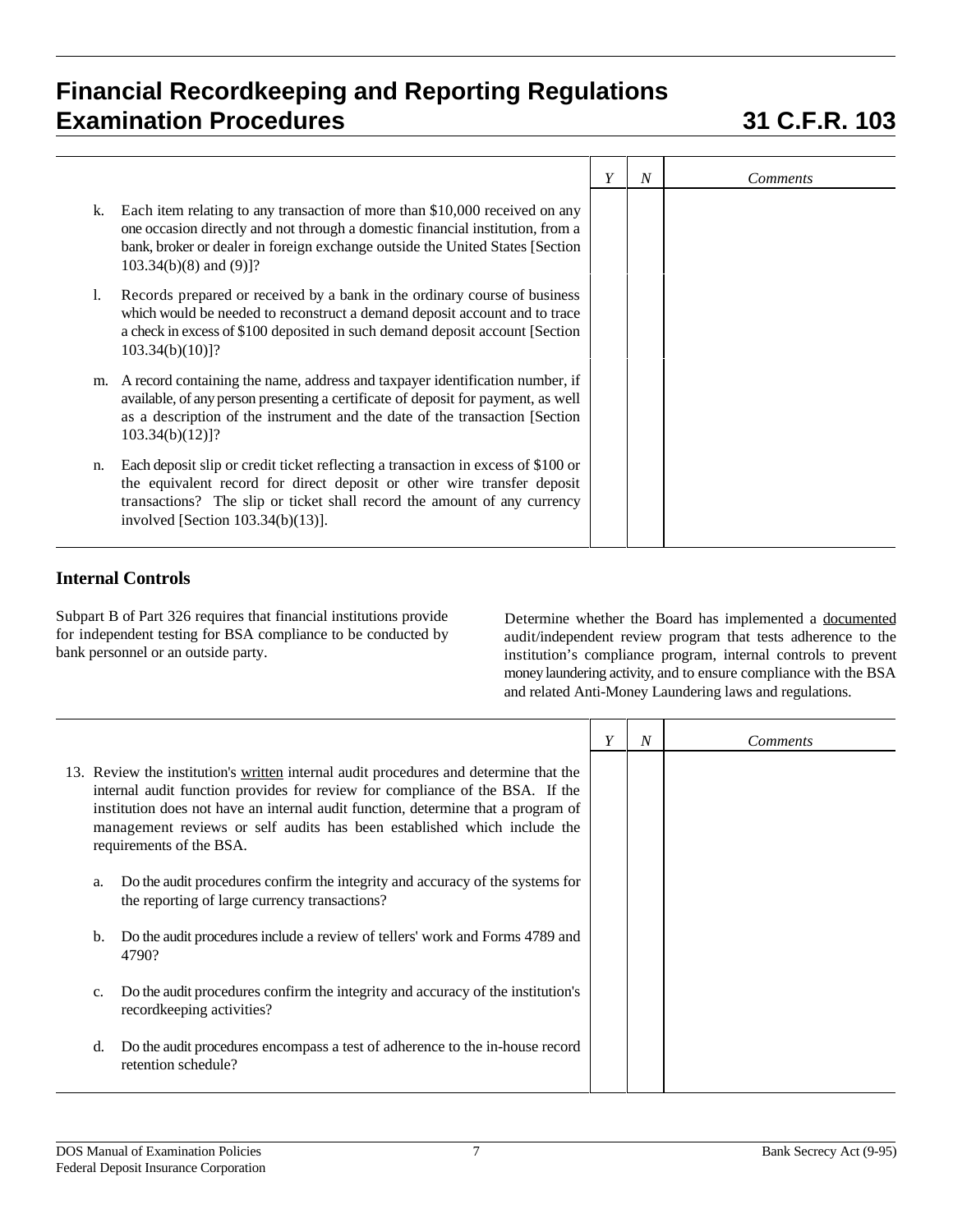| | Y | N | Comments |
|---|---|---|---|
| k. Each item relating to any transaction of more than $10,000 received on any one occasion directly and not through a domestic financial institution, from a bank, broker or dealer in foreign exchange outside the United States [Section 103.34(b)(8) and (9)]? | | | |
| l. Records prepared or received by a bank in the ordinary course of business which would be needed to reconstruct a demand deposit account and to trace a check in excess of $100 deposited in such demand deposit account [Section 103.34(b)(10)]? | | | |
| m. A record containing the name, address and taxpayer identification number, if available, of any person presenting a certificate of deposit for payment, as well as a description of the instrument and the date of the transaction [Section 103.34(b)(12)]? | | | |
| n. Each deposit slip or credit ticket reflecting a transaction in excess of $100 or the equivalent record for direct deposit or other wire transfer deposit transactions? The slip or ticket shall record the amount of any currency involved [Section 103.34(b)(13)]. | | | |

## Internal Controls

Subpart B of Part 326 requires that financial institutions provide for independent testing for BSA compliance to be conducted by bank personnel or an outside party.

Determine whether the Board has implemented a documented audit/independent review program that tests adherence to the institution's compliance program, internal controls to prevent money laundering activity, and to ensure compliance with the BSA and related Anti-Money Laundering laws and regulations.

| | Y | N | Comments |
|---|---|---|---|
| 13. Review the institution's written internal audit procedures and determine that the internal audit function provides for review for compliance of the BSA. If the institution does not have an internal audit function, determine that a program of management reviews or self audits has been established which include the requirements of the BSA. | | | |
| a. Do the audit procedures confirm the integrity and accuracy of the systems for the reporting of large currency transactions? | | | |
| b. Do the audit procedures include a review of tellers' work and Forms 4789 and 4790? | | | |
| c. Do the audit procedures confirm the integrity and accuracy of the institution's recordkeeping activities? | | | |
| d. Do the audit procedures encompass a test of adherence to the in-house record retention schedule? | | | |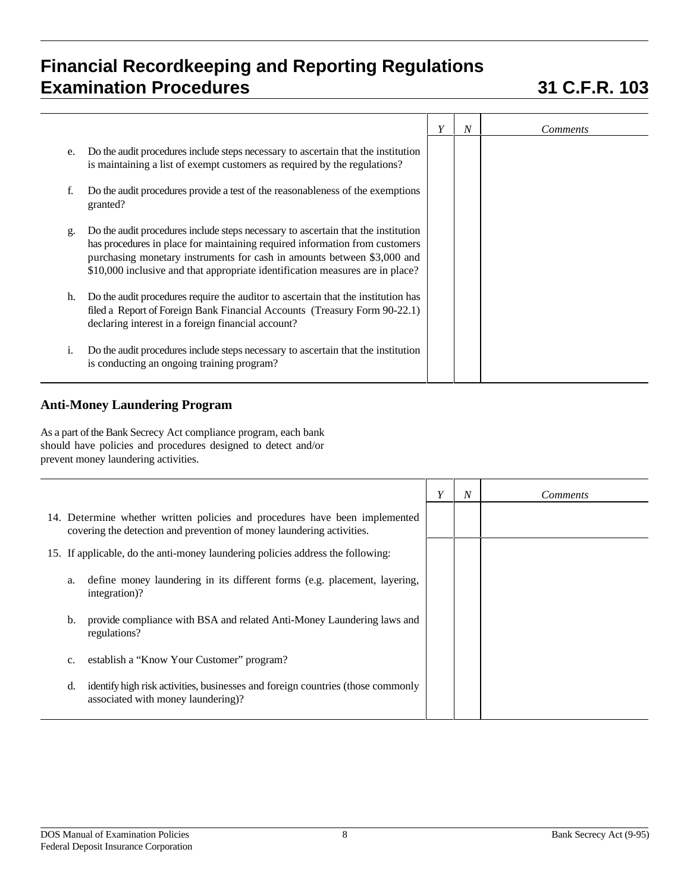# Financial Recordkeeping and Reporting Regulations Examination Procedures — 31 C.F.R. 103

| | Y | N | Comments |
|---|---|---|---|
| e. Do the audit procedures include steps necessary to ascertain that the institution is maintaining a list of exempt customers as required by the regulations? | | | |
| f. Do the audit procedures provide a test of the reasonableness of the exemptions granted? | | | |
| g. Do the audit procedures include steps necessary to ascertain that the institution has procedures in place for maintaining required information from customers purchasing monetary instruments for cash in amounts between $3,000 and $10,000 inclusive and that appropriate identification measures are in place? | | | |
| h. Do the audit procedures require the auditor to ascertain that the institution has filed a Report of Foreign Bank Financial Accounts (Treasury Form 90-22.1) declaring interest in a foreign financial account? | | | |
| i. Do the audit procedures include steps necessary to ascertain that the institution is conducting an ongoing training program? | | | |

## Anti-Money Laundering Program

As a part of the Bank Secrecy Act compliance program, each bank should have policies and procedures designed to detect and/or prevent money laundering activities.

| | Y | N | Comments |
|---|---|---|---|
| 14. Determine whether written policies and procedures have been implemented covering the detection and prevention of money laundering activities. | | | |
| 15. If applicable, do the anti-money laundering policies address the following: | | | |
| a. define money laundering in its different forms (e.g. placement, layering, integration)? | | | |
| b. provide compliance with BSA and related Anti-Money Laundering laws and regulations? | | | |
| c. establish a "Know Your Customer" program? | | | |
| d. identify high risk activities, businesses and foreign countries (those commonly associated with money laundering)? | | | |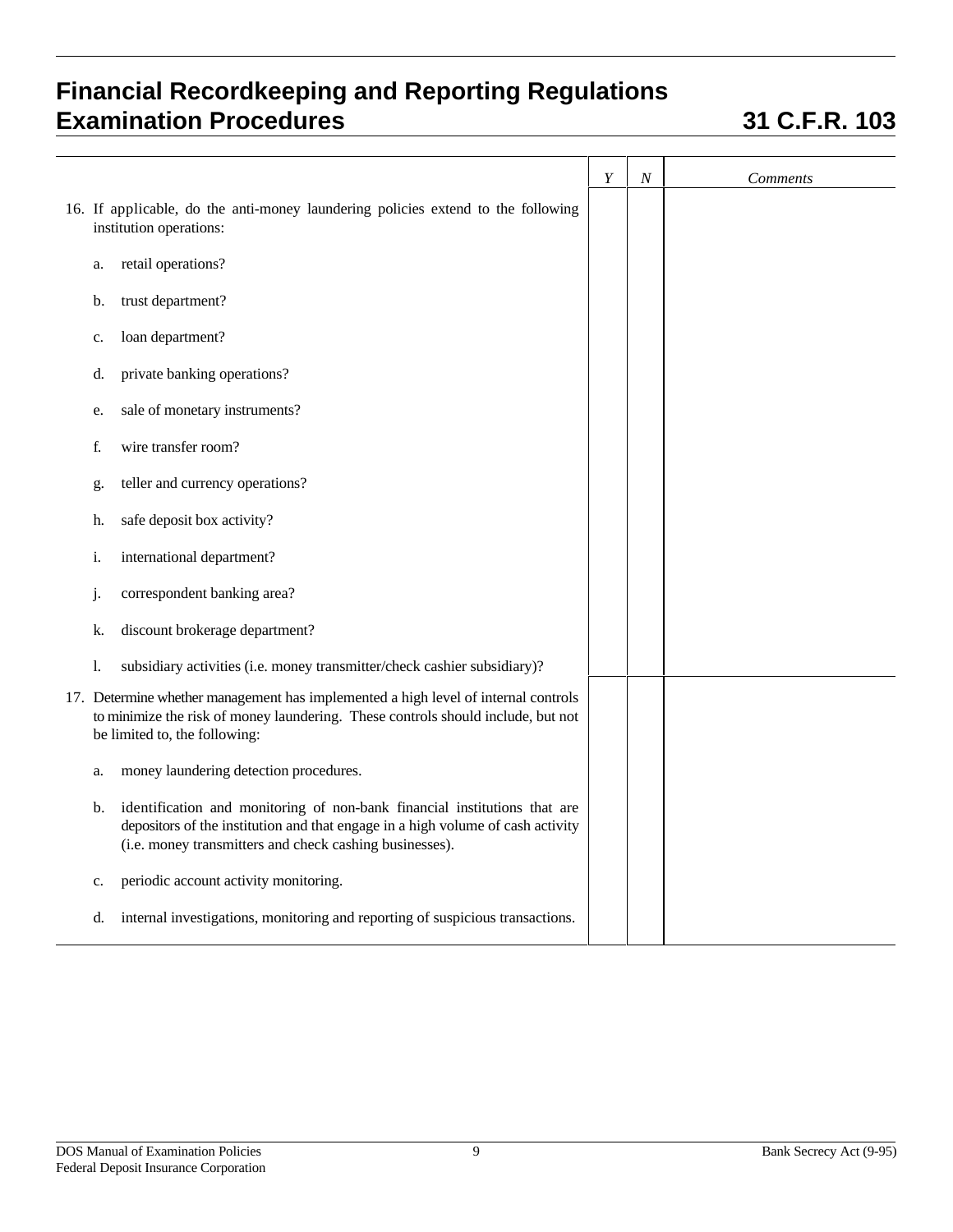| | Y | N | Comments |
|---|---|---|---|
| 16. If applicable, do the anti-money laundering policies extend to the following institution operations:<br><br>a. retail operations?<br><br>b. trust department?<br><br>c. loan department?<br><br>d. private banking operations?<br><br>e. sale of monetary instruments?<br><br>f. wire transfer room?<br><br>g. teller and currency operations?<br><br>h. safe deposit box activity?<br><br>i. international department?<br><br>j. correspondent banking area?<br><br>k. discount brokerage department?<br><br>l. subsidiary activities (i.e. money transmitter/check cashier subsidiary)? | | | |
| 17. Determine whether management has implemented a high level of internal controls to minimize the risk of money laundering. These controls should include, but not be limited to, the following:<br><br>a. money laundering detection procedures.<br><br>b. identification and monitoring of non-bank financial institutions that are depositors of the institution and that engage in a high volume of cash activity (i.e. money transmitters and check cashing businesses).<br><br>c. periodic account activity monitoring.<br><br>d. internal investigations, monitoring and reporting of suspicious transactions. | | | |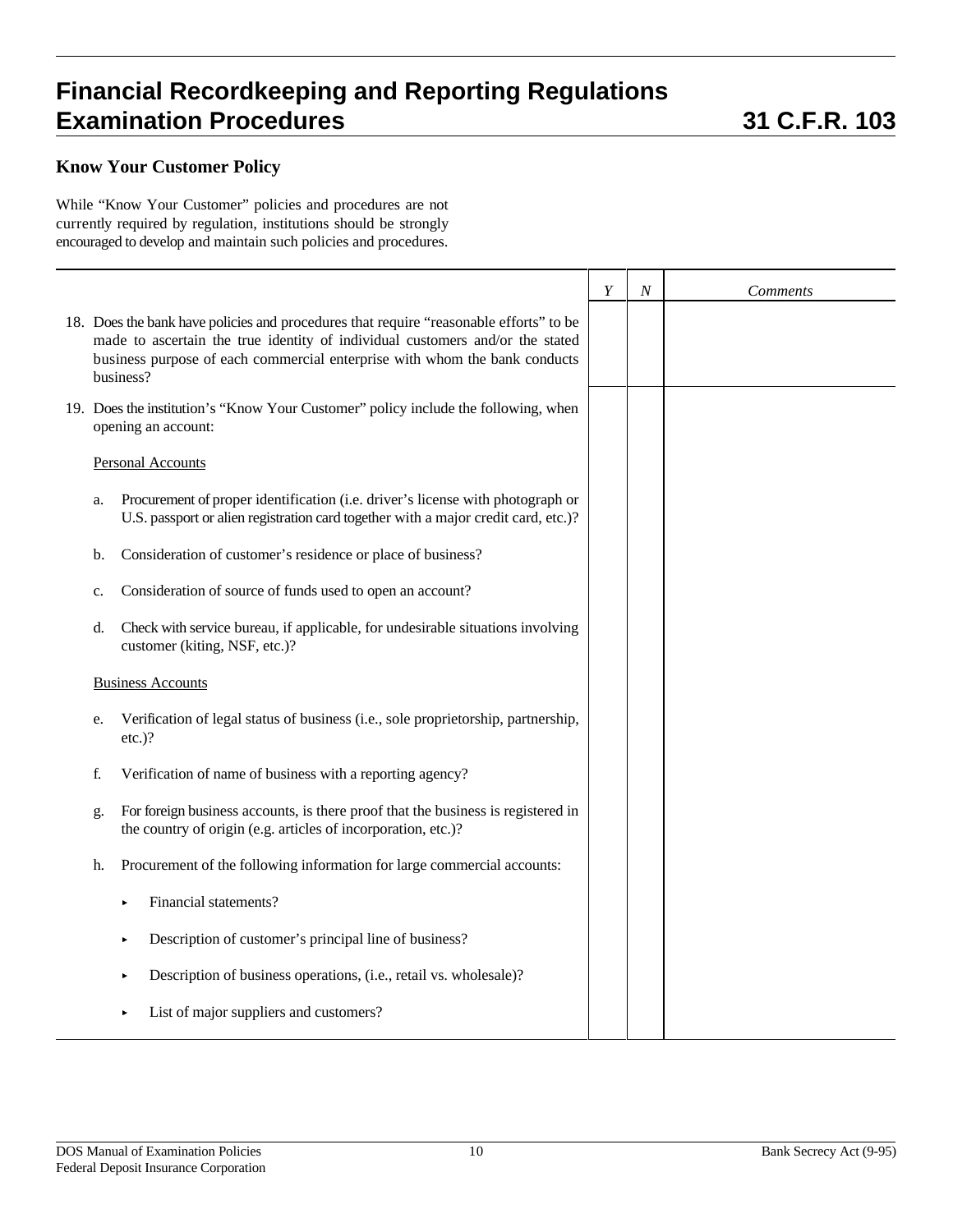# Financial Recordkeeping and Reporting Regulations Examination Procedures 31 C.F.R. 103

### Know Your Customer Policy

While "Know Your Customer" policies and procedures are not currently required by regulation, institutions should be strongly encouraged to develop and maintain such policies and procedures.

| | *Y* | *N* | *Comments* |
|---|---|---|---|
| 18. Does the bank have policies and procedures that require "reasonable efforts" to be made to ascertain the true identity of individual customers and/or the stated business purpose of each commercial enterprise with whom the bank conducts business? | | | |
| 19. Does the institution's "Know Your Customer" policy include the following, when opening an account: | | | |
| <u>Personal Accounts</u> | | | |
| a. Procurement of proper identification (i.e. driver's license with photograph or U.S. passport or alien registration card together with a major credit card, etc.)? | | | |
| b. Consideration of customer's residence or place of business? | | | |
| c. Consideration of source of funds used to open an account? | | | |
| d. Check with service bureau, if applicable, for undesirable situations involving customer (kiting, NSF, etc.)? | | | |
| <u>Business Accounts</u> | | | |
| e. Verification of legal status of business (i.e., sole proprietorship, partnership, etc.)? | | | |
| f. Verification of name of business with a reporting agency? | | | |
| g. For foreign business accounts, is there proof that the business is registered in the country of origin (e.g. articles of incorporation, etc.)? | | | |
| h. Procurement of the following information for large commercial accounts: | | | |
| ▸ Financial statements? | | | |
| ▸ Description of customer's principal line of business? | | | |
| ▸ Description of business operations, (i.e., retail vs. wholesale)? | | | |
| ▸ List of major suppliers and customers? | | | |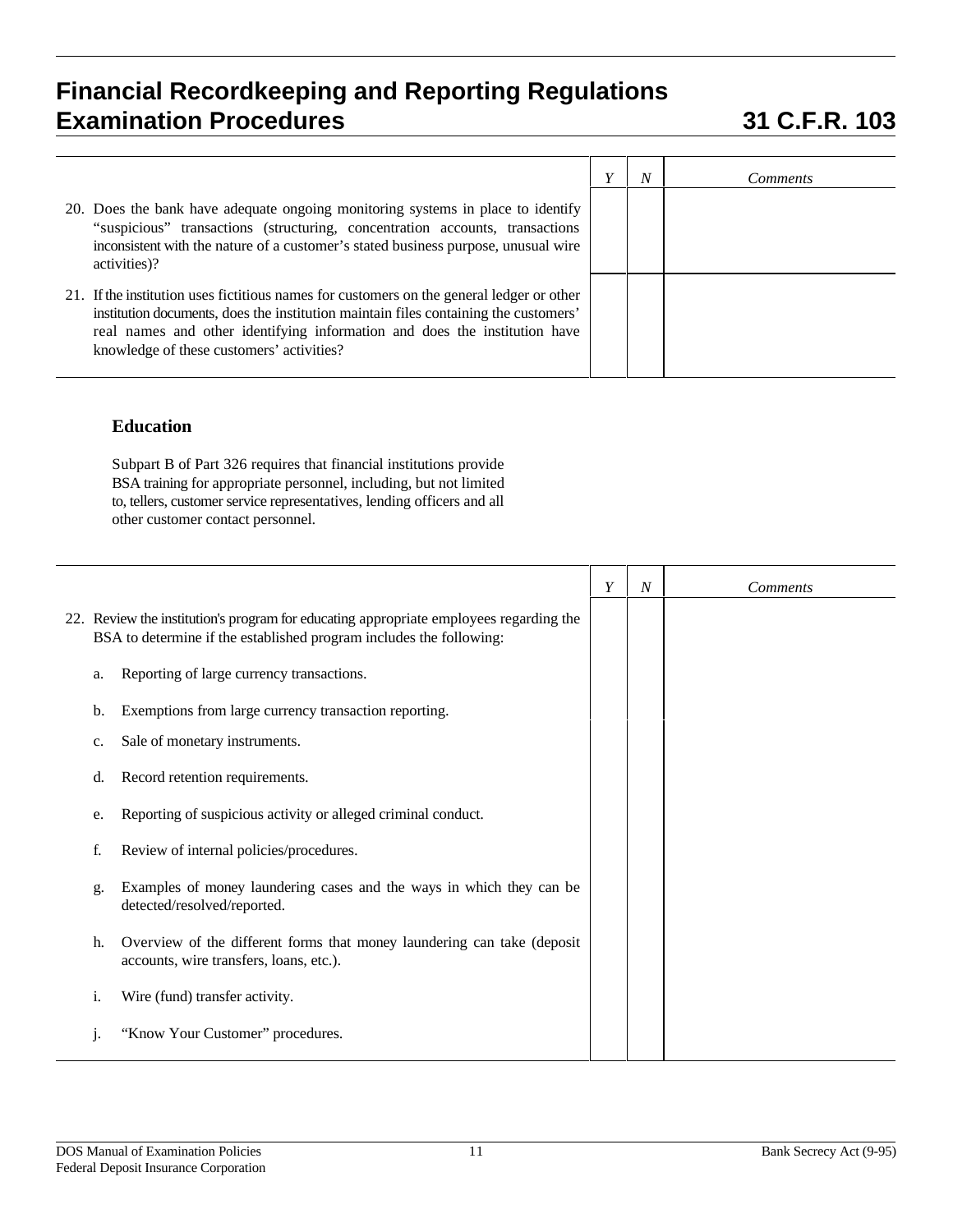# Financial Recordkeeping and Reporting Regulations Examination Procedures 31 C.F.R. 103

| | Y | N | Comments |
|---|---|---|---|
| 20. Does the bank have adequate ongoing monitoring systems in place to identify "suspicious" transactions (structuring, concentration accounts, transactions inconsistent with the nature of a customer's stated business purpose, unusual wire activities)? | | | |
| 21. If the institution uses fictitious names for customers on the general ledger or other institution documents, does the institution maintain files containing the customers' real names and other identifying information and does the institution have knowledge of these customers' activities? | | | |

### Education

Subpart B of Part 326 requires that financial institutions provide BSA training for appropriate personnel, including, but not limited to, tellers, customer service representatives, lending officers and all other customer contact personnel.

| | Y | N | Comments |
|---|---|---|---|
| 22. Review the institution's program for educating appropriate employees regarding the BSA to determine if the established program includes the following: | | | |
| a. Reporting of large currency transactions. | | | |
| b. Exemptions from large currency transaction reporting. | | | |
| c. Sale of monetary instruments. | | | |
| d. Record retention requirements. | | | |
| e. Reporting of suspicious activity or alleged criminal conduct. | | | |
| f. Review of internal policies/procedures. | | | |
| g. Examples of money laundering cases and the ways in which they can be detected/resolved/reported. | | | |
| h. Overview of the different forms that money laundering can take (deposit accounts, wire transfers, loans, etc.). | | | |
| i. Wire (fund) transfer activity. | | | |
| j. "Know Your Customer" procedures. | | | |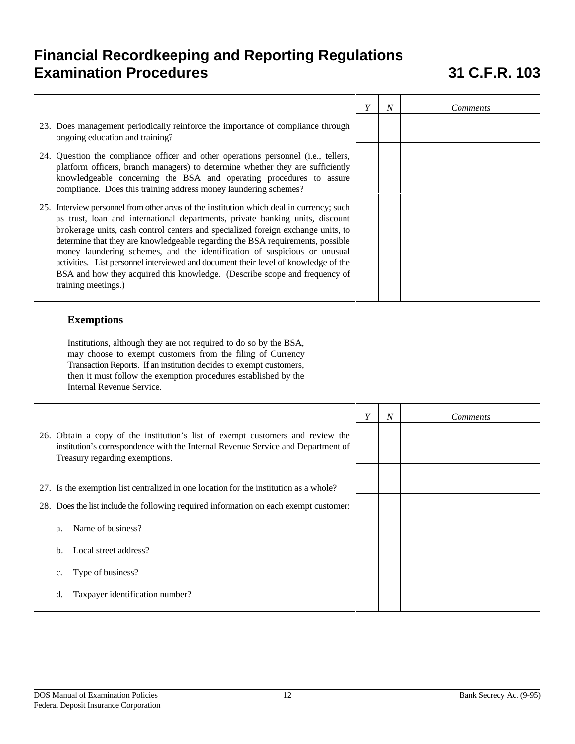# Financial Recordkeeping and Reporting Regulations Examination Procedures — 31 C.F.R. 103

| | Y | N | Comments |
|---|---|---|---|
| 23. Does management periodically reinforce the importance of compliance through ongoing education and training? | | | |
| 24. Question the compliance officer and other operations personnel (i.e., tellers, platform officers, branch managers) to determine whether they are sufficiently knowledgeable concerning the BSA and operating procedures to assure compliance. Does this training address money laundering schemes? | | | |
| 25. Interview personnel from other areas of the institution which deal in currency; such as trust, loan and international departments, private banking units, discount brokerage units, cash control centers and specialized foreign exchange units, to determine that they are knowledgeable regarding the BSA requirements, possible money laundering schemes, and the identification of suspicious or unusual activities. List personnel interviewed and document their level of knowledge of the BSA and how they acquired this knowledge. (Describe scope and frequency of training meetings.) | | | |

### Exemptions

Institutions, although they are not required to do so by the BSA, may choose to exempt customers from the filing of Currency Transaction Reports. If an institution decides to exempt customers, then it must follow the exemption procedures established by the Internal Revenue Service.

| | Y | N | Comments |
|---|---|---|---|
| 26. Obtain a copy of the institution's list of exempt customers and review the institution's correspondence with the Internal Revenue Service and Department of Treasury regarding exemptions. | | | |
| 27. Is the exemption list centralized in one location for the institution as a whole? | | | |
| 28. Does the list include the following required information on each exempt customer:<br>a. Name of business?<br>b. Local street address?<br>c. Type of business?<br>d. Taxpayer identification number? | | | |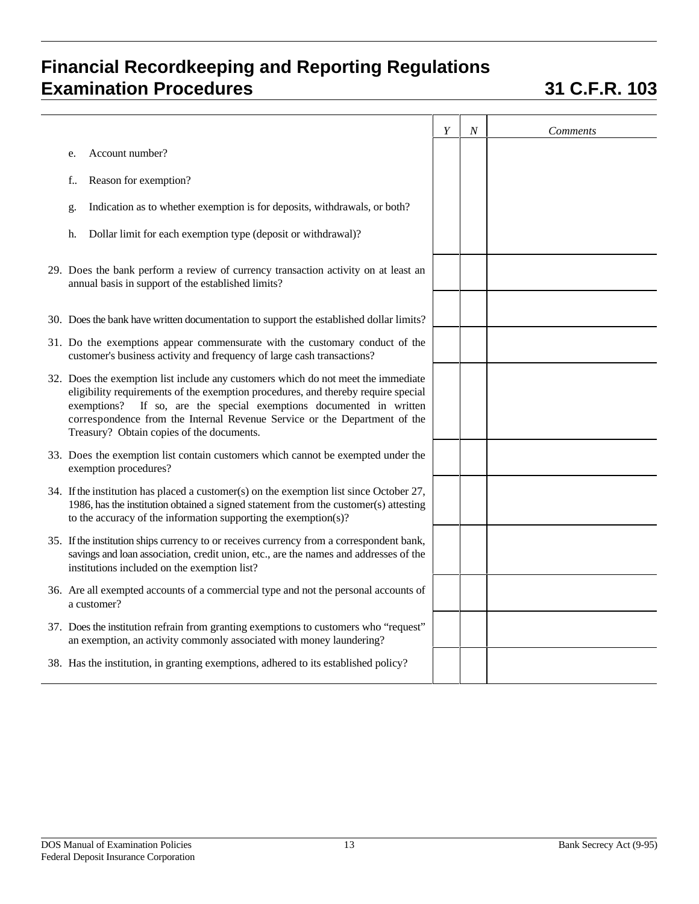# Financial Recordkeeping and Reporting Regulations
# Examination Procedures — 31 C.F.R. 103

| | Y | N | Comments |
|---|---|---|---|
| e. Account number? | | | |
| f.. Reason for exemption? | | | |
| g. Indication as to whether exemption is for deposits, withdrawals, or both? | | | |
| h. Dollar limit for each exemption type (deposit or withdrawal)? | | | |
| 29. Does the bank perform a review of currency transaction activity on at least an annual basis in support of the established limits? | | | |
| 30. Does the bank have written documentation to support the established dollar limits? | | | |
| 31. Do the exemptions appear commensurate with the customary conduct of the customer's business activity and frequency of large cash transactions? | | | |
| 32. Does the exemption list include any customers which do not meet the immediate eligibility requirements of the exemption procedures, and thereby require special exemptions? If so, are the special exemptions documented in written correspondence from the Internal Revenue Service or the Department of the Treasury? Obtain copies of the documents. | | | |
| 33. Does the exemption list contain customers which cannot be exempted under the exemption procedures? | | | |
| 34. If the institution has placed a customer(s) on the exemption list since October 27, 1986, has the institution obtained a signed statement from the customer(s) attesting to the accuracy of the information supporting the exemption(s)? | | | |
| 35. If the institution ships currency to or receives currency from a correspondent bank, savings and loan association, credit union, etc., are the names and addresses of the institutions included on the exemption list? | | | |
| 36. Are all exempted accounts of a commercial type and not the personal accounts of a customer? | | | |
| 37. Does the institution refrain from granting exemptions to customers who "request" an exemption, an activity commonly associated with money laundering? | | | |
| 38. Has the institution, in granting exemptions, adhered to its established policy? | | | |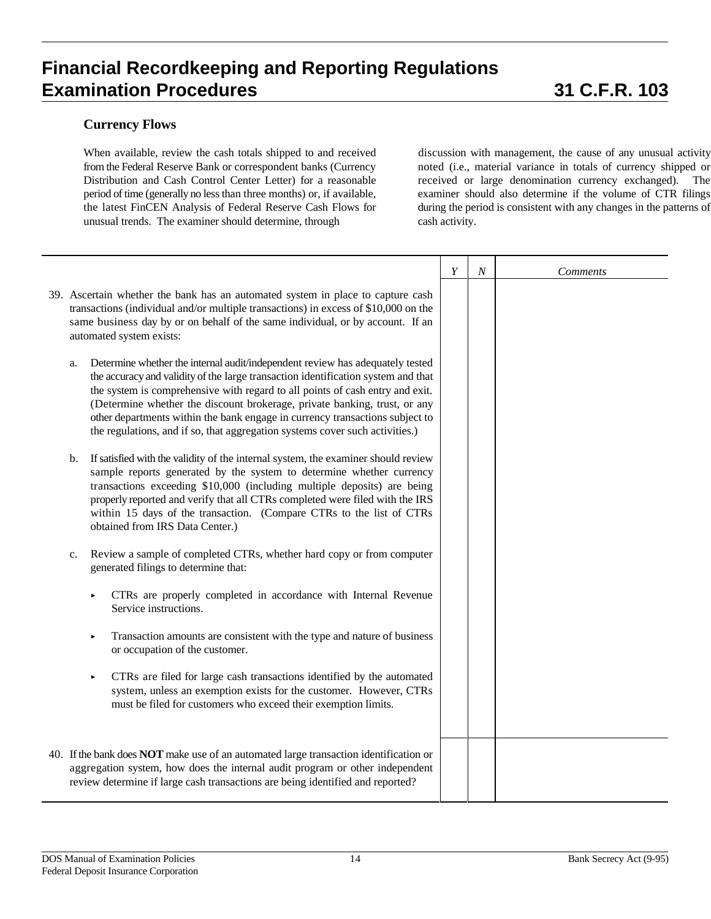## Currency Flows

When available, review the cash totals shipped to and received from the Federal Reserve Bank or correspondent banks (Currency Distribution and Cash Control Center Letter) for a reasonable period of time (generally no less than three months) or, if available, the latest FinCEN Analysis of Federal Reserve Cash Flows for unusual trends. The examiner should determine, through discussion with management, the cause of any unusual activity noted (i.e., material variance in totals of currency shipped or received or large denomination currency exchanged). The examiner should also determine if the volume of CTR filings during the period is consistent with any changes in the patterns of cash activity.

| | *Y* | *N* | *Comments* |
|---|---|---|---|
| 39. Ascertain whether the bank has an automated system in place to capture cash transactions (individual and/or multiple transactions) in excess of $10,000 on the same business day by or on behalf of the same individual, or by account. If an automated system exists:<br><br>a. Determine whether the internal audit/independent review has adequately tested the accuracy and validity of the large transaction identification system and that the system is comprehensive with regard to all points of cash entry and exit. (Determine whether the discount brokerage, private banking, trust, or any other departments within the bank engage in currency transactions subject to the regulations, and if so, that aggregation systems cover such activities.)<br><br>b. If satisfied with the validity of the internal system, the examiner should review sample reports generated by the system to determine whether currency transactions exceeding $10,000 (including multiple deposits) are being properly reported and verify that all CTRs completed were filed with the IRS within 15 days of the transaction. (Compare CTRs to the list of CTRs obtained from IRS Data Center.)<br><br>c. Review a sample of completed CTRs, whether hard copy or from computer generated filings to determine that:<br><br>▸ CTRs are properly completed in accordance with Internal Revenue Service instructions.<br><br>▸ Transaction amounts are consistent with the type and nature of business or occupation of the customer.<br><br>▸ CTRs are filed for large cash transactions identified by the automated system, unless an exemption exists for the customer. However, CTRs must be filed for customers who exceed their exemption limits. | | | |
| 40. If the bank does **NOT** make use of an automated large transaction identification or aggregation system, how does the internal audit program or other independent review determine if large cash transactions are being identified and reported? | | | |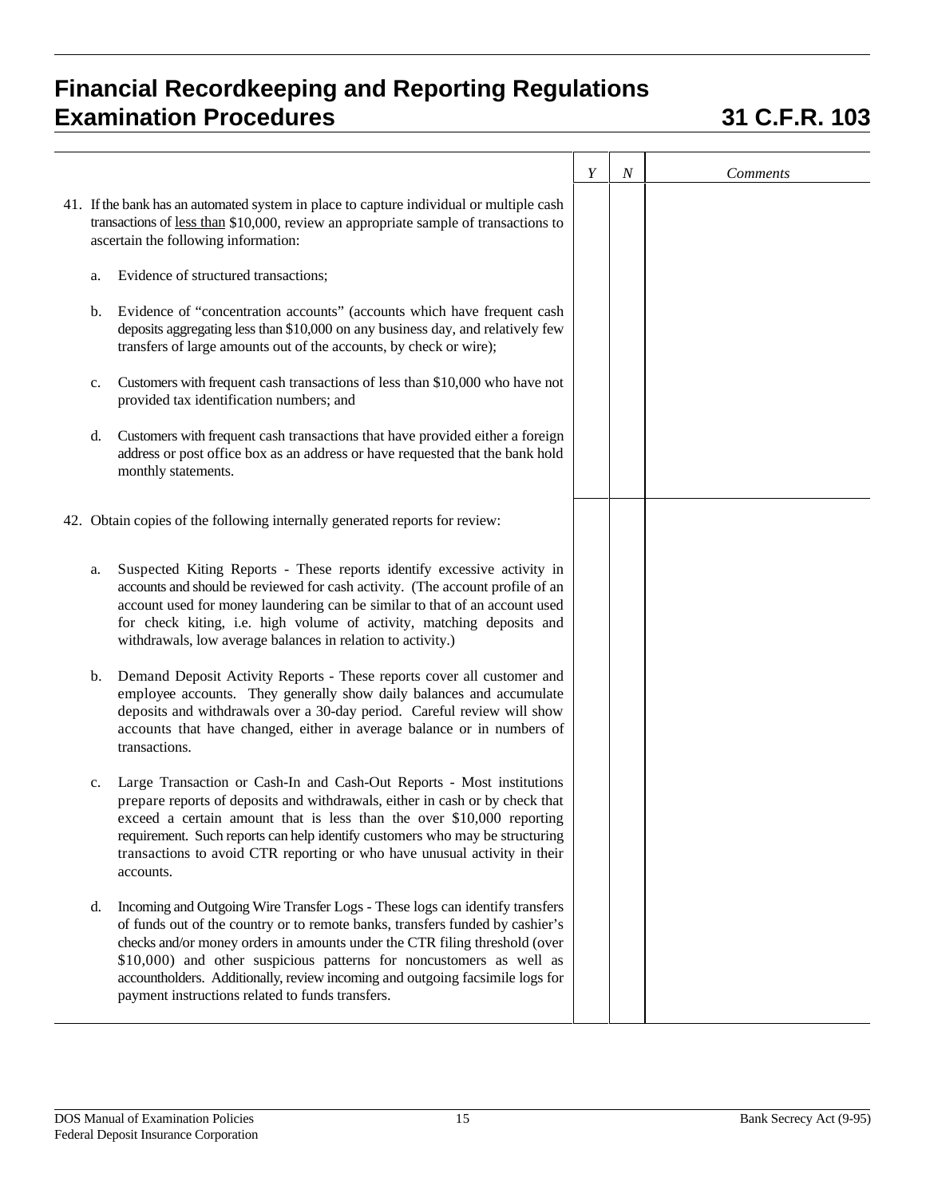| | Y | N | Comments |
|---|---|---|---|
| 41. If the bank has an automated system in place to capture individual or multiple cash transactions of less than $10,000, review an appropriate sample of transactions to ascertain the following information:<br><br>a. Evidence of structured transactions;<br><br>b. Evidence of "concentration accounts" (accounts which have frequent cash deposits aggregating less than $10,000 on any business day, and relatively few transfers of large amounts out of the accounts, by check or wire);<br><br>c. Customers with frequent cash transactions of less than $10,000 who have not provided tax identification numbers; and<br><br>d. Customers with frequent cash transactions that have provided either a foreign address or post office box as an address or have requested that the bank hold monthly statements. | | | |
| 42. Obtain copies of the following internally generated reports for review:<br><br>a. Suspected Kiting Reports - These reports identify excessive activity in accounts and should be reviewed for cash activity. (The account profile of an account used for money laundering can be similar to that of an account used for check kiting, i.e. high volume of activity, matching deposits and withdrawals, low average balances in relation to activity.)<br><br>b. Demand Deposit Activity Reports - These reports cover all customer and employee accounts. They generally show daily balances and accumulate deposits and withdrawals over a 30-day period. Careful review will show accounts that have changed, either in average balance or in numbers of transactions.<br><br>c. Large Transaction or Cash-In and Cash-Out Reports - Most institutions prepare reports of deposits and withdrawals, either in cash or by check that exceed a certain amount that is less than the over $10,000 reporting requirement. Such reports can help identify customers who may be structuring transactions to avoid CTR reporting or who have unusual activity in their accounts.<br><br>d. Incoming and Outgoing Wire Transfer Logs - These logs can identify transfers of funds out of the country or to remote banks, transfers funded by cashier's checks and/or money orders in amounts under the CTR filing threshold (over $10,000) and other suspicious patterns for noncustomers as well as accountholders. Additionally, review incoming and outgoing facsimile logs for payment instructions related to funds transfers. | | | |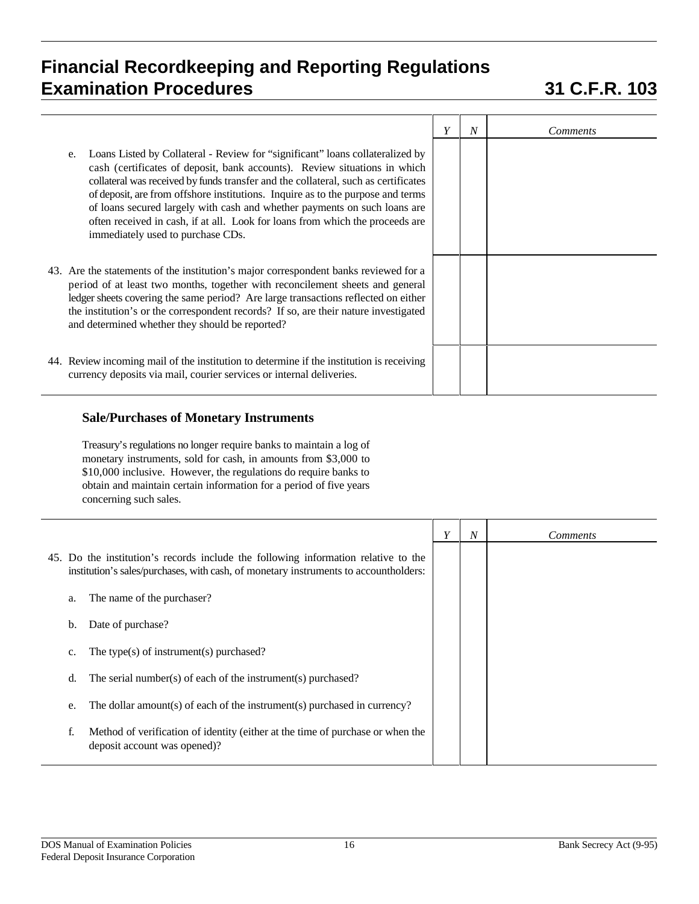# Financial Recordkeeping and Reporting Regulations Examination Procedures 31 C.F.R. 103

| | Y | N | Comments |
|---|---|---|---|
| e. Loans Listed by Collateral - Review for "significant" loans collateralized by cash (certificates of deposit, bank accounts). Review situations in which collateral was received by funds transfer and the collateral, such as certificates of deposit, are from offshore institutions. Inquire as to the purpose and terms of loans secured largely with cash and whether payments on such loans are often received in cash, if at all. Look for loans from which the proceeds are immediately used to purchase CDs. | | | |
| 43. Are the statements of the institution's major correspondent banks reviewed for a period of at least two months, together with reconcilement sheets and general ledger sheets covering the same period? Are large transactions reflected on either the institution's or the correspondent records? If so, are their nature investigated and determined whether they should be reported? | | | |
| 44. Review incoming mail of the institution to determine if the institution is receiving currency deposits via mail, courier services or internal deliveries. | | | |

### Sale/Purchases of Monetary Instruments

Treasury's regulations no longer require banks to maintain a log of monetary instruments, sold for cash, in amounts from $3,000 to $10,000 inclusive. However, the regulations do require banks to obtain and maintain certain information for a period of five years concerning such sales.

| | Y | N | Comments |
|---|---|---|---|
| 45. Do the institution's records include the following information relative to the institution's sales/purchases, with cash, of monetary instruments to accountholders: | | | |
| a. The name of the purchaser? | | | |
| b. Date of purchase? | | | |
| c. The type(s) of instrument(s) purchased? | | | |
| d. The serial number(s) of each of the instrument(s) purchased? | | | |
| e. The dollar amount(s) of each of the instrument(s) purchased in currency? | | | |
| f. Method of verification of identity (either at the time of purchase or when the deposit account was opened)? | | | |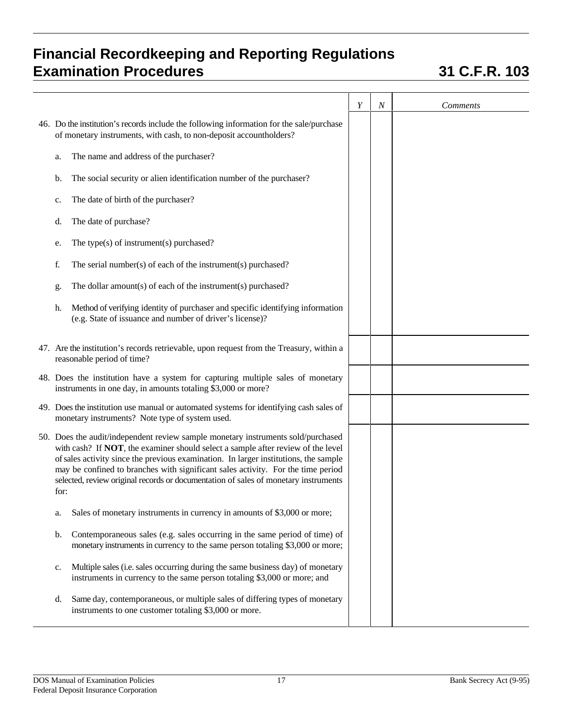| | Y | N | Comments |
|---|---|---|---|
| 46. Do the institution's records include the following information for the sale/purchase of monetary instruments, with cash, to non-deposit accountholders?<br><br>a. The name and address of the purchaser?<br><br>b. The social security or alien identification number of the purchaser?<br><br>c. The date of birth of the purchaser?<br><br>d. The date of purchase?<br><br>e. The type(s) of instrument(s) purchased?<br><br>f. The serial number(s) of each of the instrument(s) purchased?<br><br>g. The dollar amount(s) of each of the instrument(s) purchased?<br><br>h. Method of verifying identity of purchaser and specific identifying information (e.g. State of issuance and number of driver's license)? | | | |
| 47. Are the institution's records retrievable, upon request from the Treasury, within a reasonable period of time? | | | |
| 48. Does the institution have a system for capturing multiple sales of monetary instruments in one day, in amounts totaling $3,000 or more? | | | |
| 49. Does the institution use manual or automated systems for identifying cash sales of monetary instruments? Note type of system used. | | | |
| 50. Does the audit/independent review sample monetary instruments sold/purchased with cash? If **NOT**, the examiner should select a sample after review of the level of sales activity since the previous examination. In larger institutions, the sample may be confined to branches with significant sales activity. For the time period selected, review original records or documentation of sales of monetary instruments for:<br><br>a. Sales of monetary instruments in currency in amounts of $3,000 or more;<br><br>b. Contemporaneous sales (e.g. sales occurring in the same period of time) of monetary instruments in currency to the same person totaling $3,000 or more;<br><br>c. Multiple sales (i.e. sales occurring during the same business day) of monetary instruments in currency to the same person totaling $3,000 or more; and<br><br>d. Same day, contemporaneous, or multiple sales of differing types of monetary instruments to one customer totaling $3,000 or more. | | | |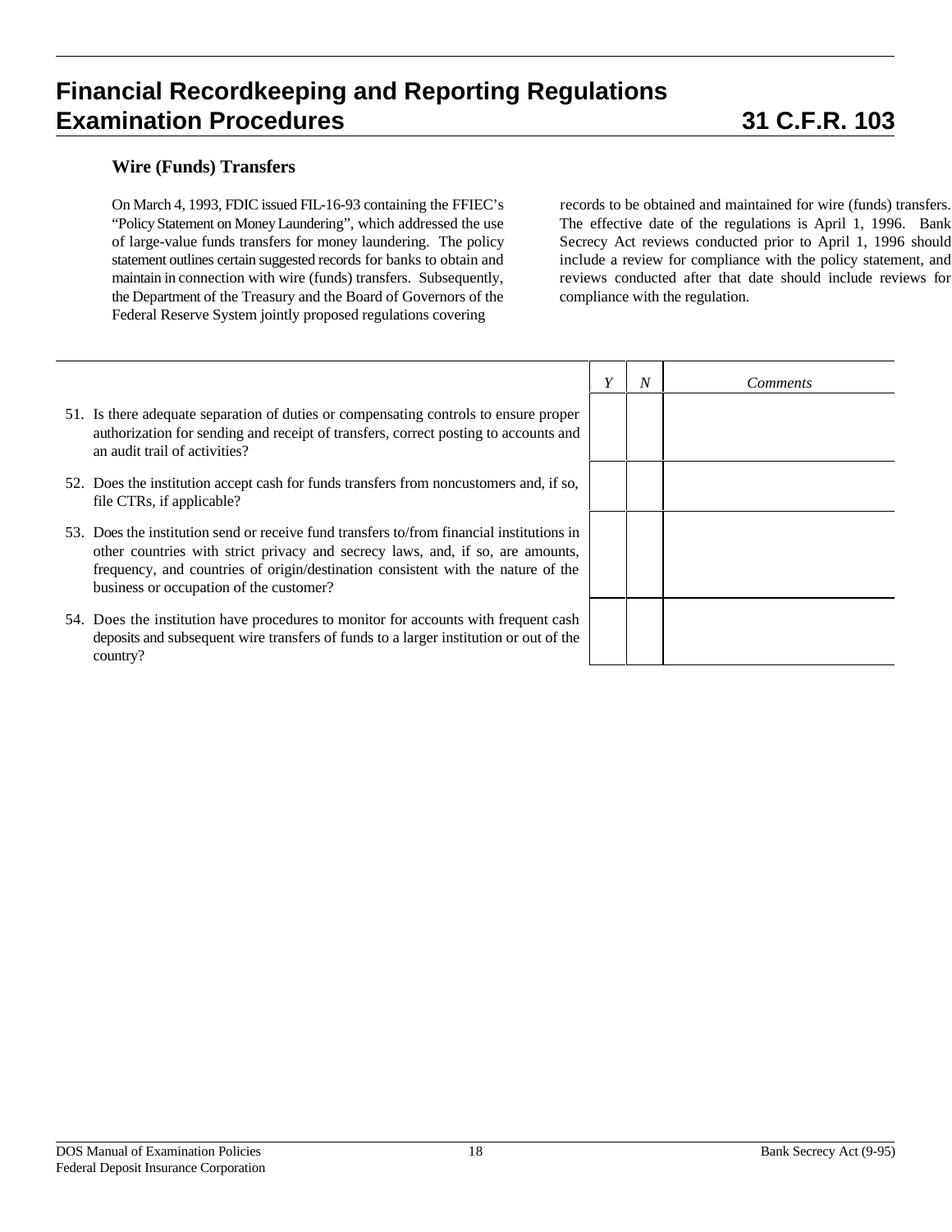# Financial Recordkeeping and Reporting Regulations Examination Procedures — 31 C.F.R. 103

### Wire (Funds) Transfers

On March 4, 1993, FDIC issued FIL-16-93 containing the FFIEC's "Policy Statement on Money Laundering", which addressed the use of large-value funds transfers for money laundering. The policy statement outlines certain suggested records for banks to obtain and maintain in connection with wire (funds) transfers. Subsequently, the Department of the Treasury and the Board of Governors of the Federal Reserve System jointly proposed regulations covering records to be obtained and maintained for wire (funds) transfers. The effective date of the regulations is April 1, 1996. Bank Secrecy Act reviews conducted prior to April 1, 1996 should include a review for compliance with the policy statement, and reviews conducted after that date should include reviews for compliance with the regulation.

| | *Y* | *N* | *Comments* |
|---|---|---|---|
| 51. Is there adequate separation of duties or compensating controls to ensure proper authorization for sending and receipt of transfers, correct posting to accounts and an audit trail of activities? | | | |
| 52. Does the institution accept cash for funds transfers from noncustomers and, if so, file CTRs, if applicable? | | | |
| 53. Does the institution send or receive fund transfers to/from financial institutions in other countries with strict privacy and secrecy laws, and, if so, are amounts, frequency, and countries of origin/destination consistent with the nature of the business or occupation of the customer? | | | |
| 54. Does the institution have procedures to monitor for accounts with frequent cash deposits and subsequent wire transfers of funds to a larger institution or out of the country? | | | |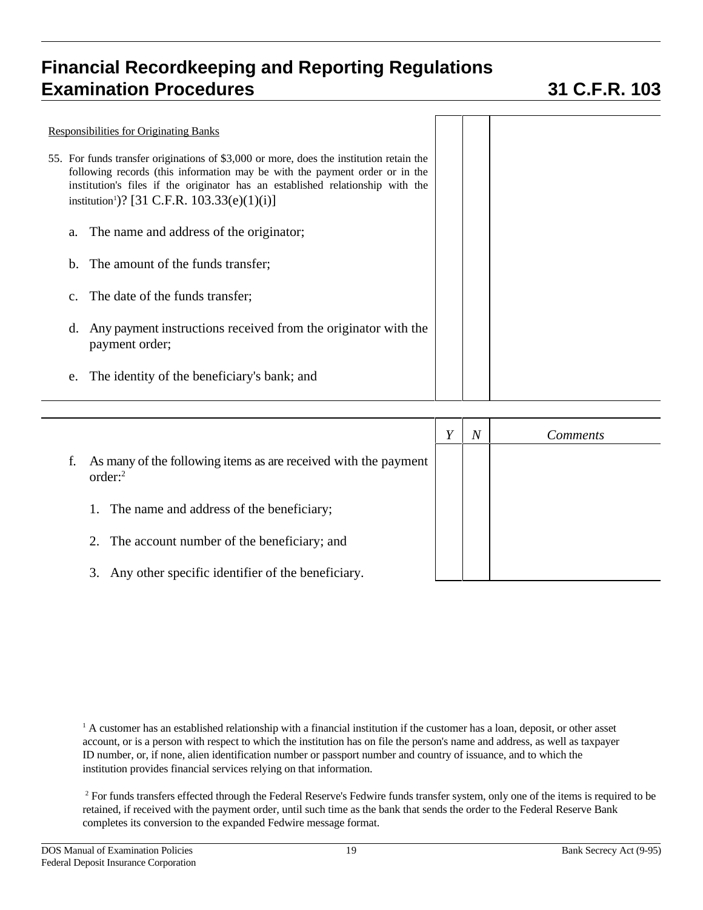# Financial Recordkeeping and Reporting Regulations Examination Procedures

## 31 C.F.R. 103

| | Y | N | Comments |
|---|---|---|---|
| Responsibilities for Originating Banks | | | |
| 55. For funds transfer originations of \$3,000 or more, does the institution retain the following records (this information may be with the payment order or in the institution's files if the originator has an established relationship with the institution[1])? [31 C.F.R. 103.33(e)(1)(i)] | | | |
| a. The name and address of the originator; | | | |
| b. The amount of the funds transfer; | | | |
| c. The date of the funds transfer; | | | |
| d. Any payment instructions received from the originator with the payment order; | | | |
| e. The identity of the beneficiary's bank; and | | | |
| f. As many of the following items as are received with the payment order:[2] | | | |
| 1. The name and address of the beneficiary; | | | |
| 2. The account number of the beneficiary; and | | | |
| 3. Any other specific identifier of the beneficiary. | | | |

[1] A customer has an established relationship with a financial institution if the customer has a loan, deposit, or other asset account, or is a person with respect to which the institution has on file the person's name and address, as well as taxpayer ID number, or, if none, alien identification number or passport number and country of issuance, and to which the institution provides financial services relying on that information.

[2] For funds transfers effected through the Federal Reserve's Fedwire funds transfer system, only one of the items is required to be retained, if received with the payment order, until such time as the bank that sends the order to the Federal Reserve Bank completes its conversion to the expanded Fedwire message format.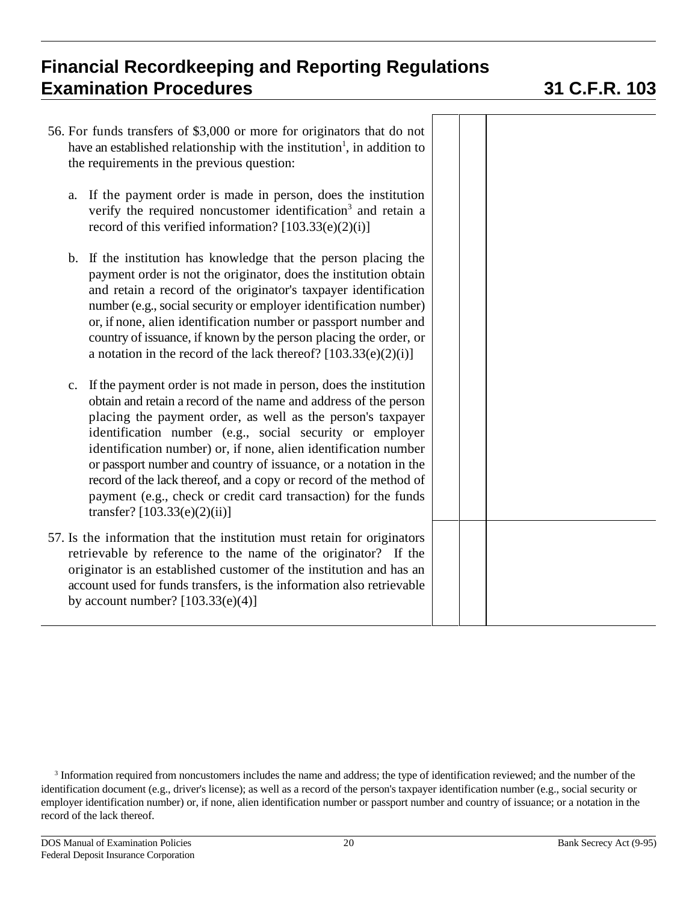# Financial Recordkeeping and Reporting Regulations Examination Procedures

# 31 C.F.R. 103

56. For funds transfers of $3,000 or more for originators that do not have an established relationship with the institution[1], in addition to the requirements in the previous question:

    a. If the payment order is made in person, does the institution verify the required noncustomer identification[3] and retain a record of this verified information? [103.33(e)(2)(i)]

    b. If the institution has knowledge that the person placing the payment order is not the originator, does the institution obtain and retain a record of the originator's taxpayer identification number (e.g., social security or employer identification number) or, if none, alien identification number or passport number and country of issuance, if known by the person placing the order, or a notation in the record of the lack thereof? [103.33(e)(2)(i)]

    c. If the payment order is not made in person, does the institution obtain and retain a record of the name and address of the person placing the payment order, as well as the person's taxpayer identification number (e.g., social security or employer identification number) or, if none, alien identification number or passport number and country of issuance, or a notation in the record of the lack thereof, and a copy or record of the method of payment (e.g., check or credit card transaction) for the funds transfer? [103.33(e)(2)(ii)]

57. Is the information that the institution must retain for originators retrievable by reference to the name of the originator? If the originator is an established customer of the institution and has an account used for funds transfers, is the information also retrievable by account number? [103.33(e)(4)]

[3] Information required from noncustomers includes the name and address; the type of identification reviewed; and the number of the identification document (e.g., driver's license); as well as a record of the person's taxpayer identification number (e.g., social security or employer identification number) or, if none, alien identification number or passport number and country of issuance; or a notation in the record of the lack thereof.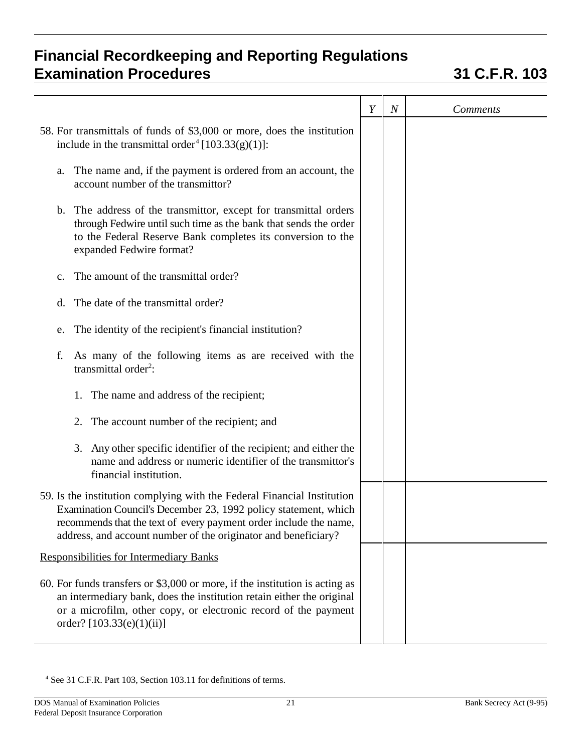## Financial Recordkeeping and Reporting Regulations Examination Procedures — 31 C.F.R. 103

| | *Y* | *N* | *Comments* |
|---|---|---|---|
| 58. For transmittals of funds of \$3,000 or more, does the institution include in the transmittal order[4] [103.33(g)(1)]:<br><br>a. The name and, if the payment is ordered from an account, the account number of the transmittor?<br><br>b. The address of the transmittor, except for transmittal orders through Fedwire until such time as the bank that sends the order to the Federal Reserve Bank completes its conversion to the expanded Fedwire format?<br><br>c. The amount of the transmittal order?<br><br>d. The date of the transmittal order?<br><br>e. The identity of the recipient's financial institution?<br><br>f. As many of the following items as are received with the transmittal order[2]:<br><br>1. The name and address of the recipient;<br><br>2. The account number of the recipient; and<br><br>3. Any other specific identifier of the recipient; and either the name and address or numeric identifier of the transmittor's financial institution. | | | |
| 59. Is the institution complying with the Federal Financial Institution Examination Council's December 23, 1992 policy statement, which recommends that the text of every payment order include the name, address, and account number of the originator and beneficiary? | | | |
| <u>Responsibilities for Intermediary Banks</u><br><br>60. For funds transfers or \$3,000 or more, if the institution is acting as an intermediary bank, does the institution retain either the original or a microfilm, other copy, or electronic record of the payment order? [103.33(e)(1)(ii)] | | | |

[4] See 31 C.F.R. Part 103, Section 103.11 for definitions of terms.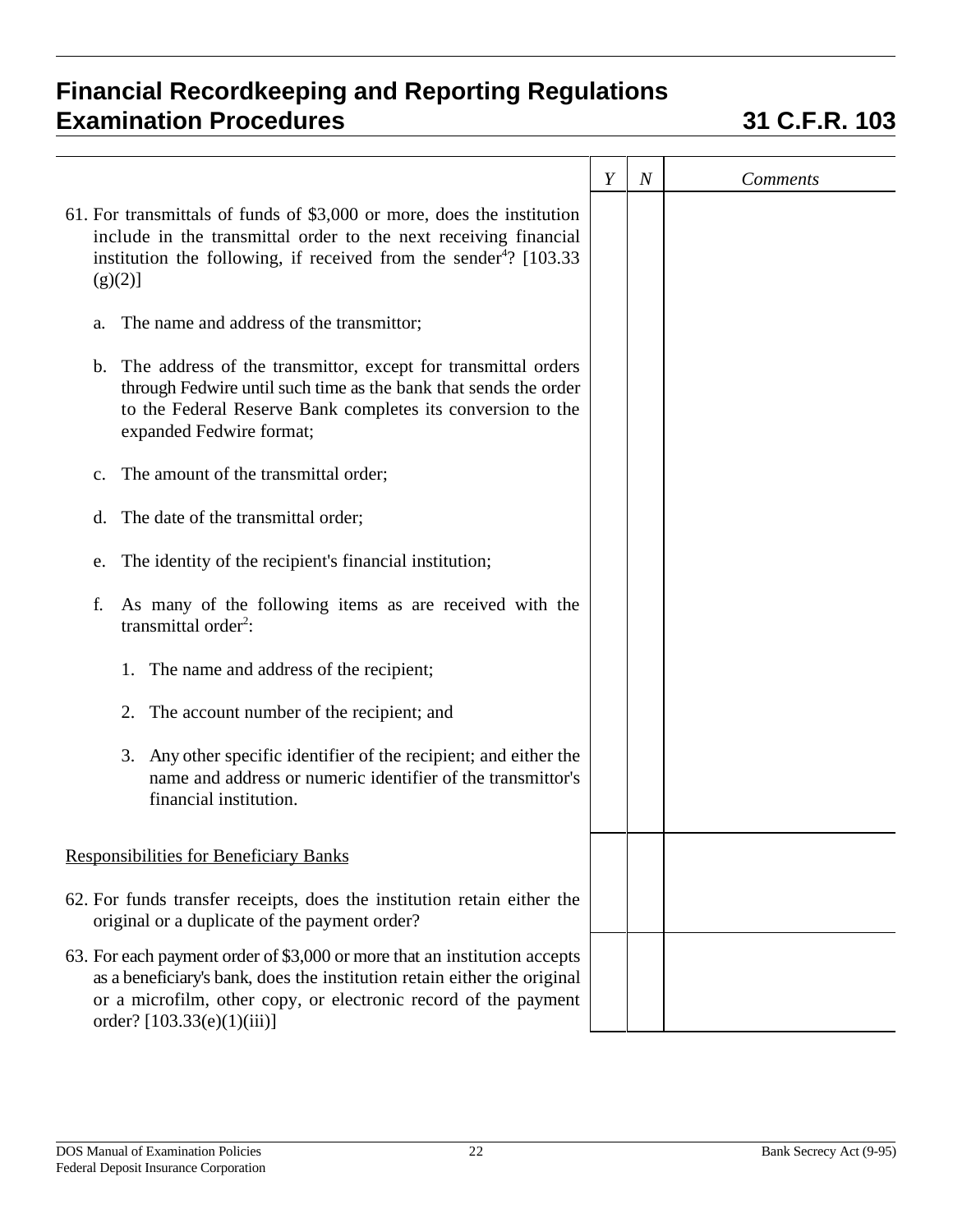# Financial Recordkeeping and Reporting Regulations Examination Procedures

# 31 C.F.R. 103

| | Y | N | Comments |
|---|---|---|---|
| 61. For transmittals of funds of $3,000 or more, does the institution include in the transmittal order to the next receiving financial institution the following, if received from the sender[4]? [103.33 (g)(2)]<br><br>a. The name and address of the transmittor;<br><br>b. The address of the transmittor, except for transmittal orders through Fedwire until such time as the bank that sends the order to the Federal Reserve Bank completes its conversion to the expanded Fedwire format;<br><br>c. The amount of the transmittal order;<br><br>d. The date of the transmittal order;<br><br>e. The identity of the recipient's financial institution;<br><br>f. As many of the following items as are received with the transmittal order[2]:<br><br>1. The name and address of the recipient;<br><br>2. The account number of the recipient; and<br><br>3. Any other specific identifier of the recipient; and either the name and address or numeric identifier of the transmittor's financial institution. | | | |
| Responsibilities for Beneficiary Banks<br><br>62. For funds transfer receipts, does the institution retain either the original or a duplicate of the payment order? | | | |
| 63. For each payment order of $3,000 or more that an institution accepts as a beneficiary's bank, does the institution retain either the original or a microfilm, other copy, or electronic record of the payment order? [103.33(e)(1)(iii)] | | | |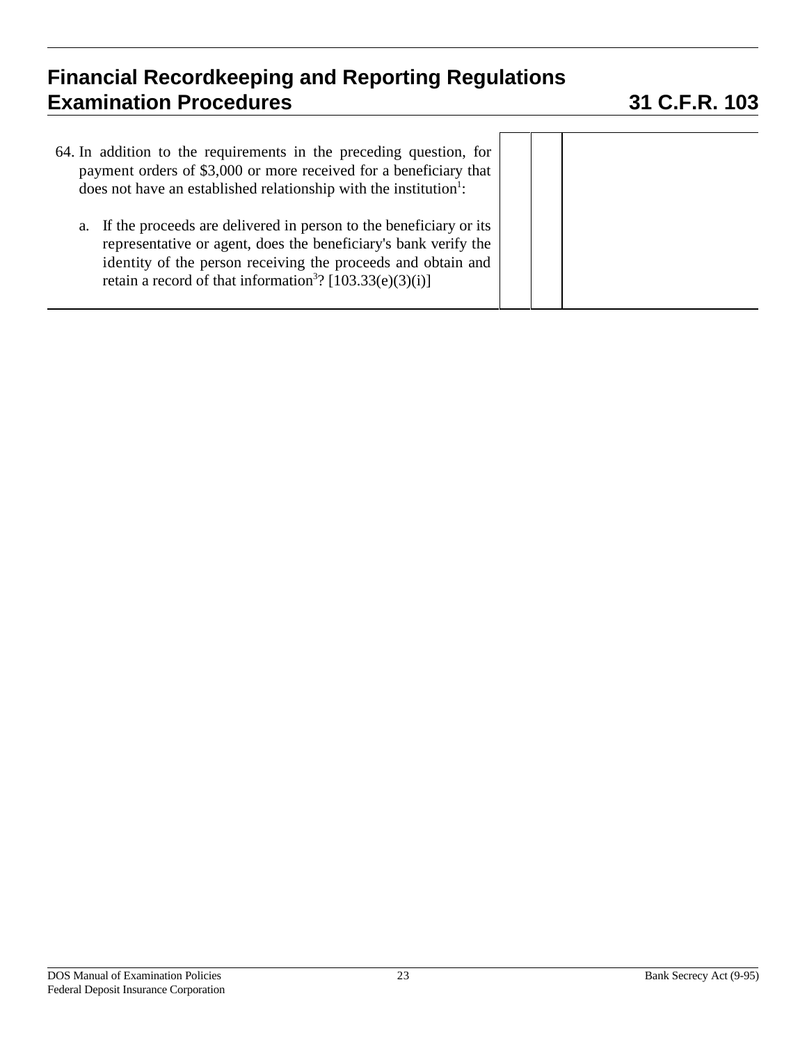# Financial Recordkeeping and Reporting Regulations Examination Procedures 31 C.F.R. 103

| | | | |
|---|---|---|---|
| 64. In addition to the requirements in the preceding question, for payment orders of $3,000 or more received for a beneficiary that does not have an established relationship with the institution[1]:<br><br>a. If the proceeds are delivered in person to the beneficiary or its representative or agent, does the beneficiary's bank verify the identity of the person receiving the proceeds and obtain and retain a record of that information[3]? [103.33(e)(3)(i)] | | | |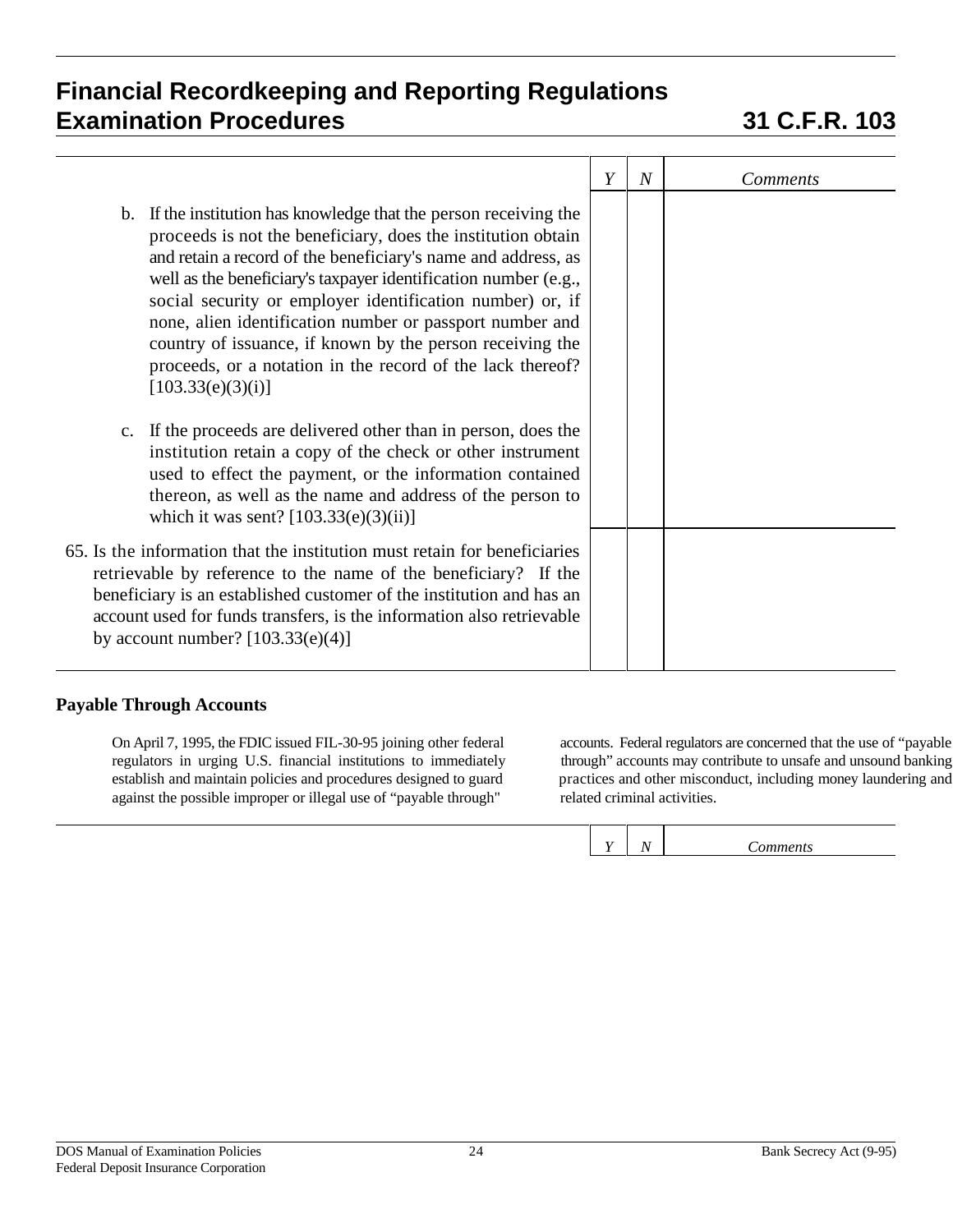## Financial Recordkeeping and Reporting Regulations Examination Procedures — 31 C.F.R. 103

| | Y | N | Comments |
|---|---|---|---|
| b. If the institution has knowledge that the person receiving the proceeds is not the beneficiary, does the institution obtain and retain a record of the beneficiary's name and address, as well as the beneficiary's taxpayer identification number (e.g., social security or employer identification number) or, if none, alien identification number or passport number and country of issuance, if known by the person receiving the proceeds, or a notation in the record of the lack thereof? [103.33(e)(3)(i)] | | | |
| c. If the proceeds are delivered other than in person, does the institution retain a copy of the check or other instrument used to effect the payment, or the information contained thereon, as well as the name and address of the person to which it was sent? [103.33(e)(3)(ii)] | | | |
| 65. Is the information that the institution must retain for beneficiaries retrievable by reference to the name of the beneficiary? If the beneficiary is an established customer of the institution and has an account used for funds transfers, is the information also retrievable by account number? [103.33(e)(4)] | | | |

### Payable Through Accounts

On April 7, 1995, the FDIC issued FIL-30-95 joining other federal regulators in urging U.S. financial institutions to immediately establish and maintain policies and procedures designed to guard against the possible improper or illegal use of "payable through" accounts. Federal regulators are concerned that the use of "payable through" accounts may contribute to unsafe and unsound banking practices and other misconduct, including money laundering and related criminal activities.

| | Y | N | Comments |
|---|---|---|---|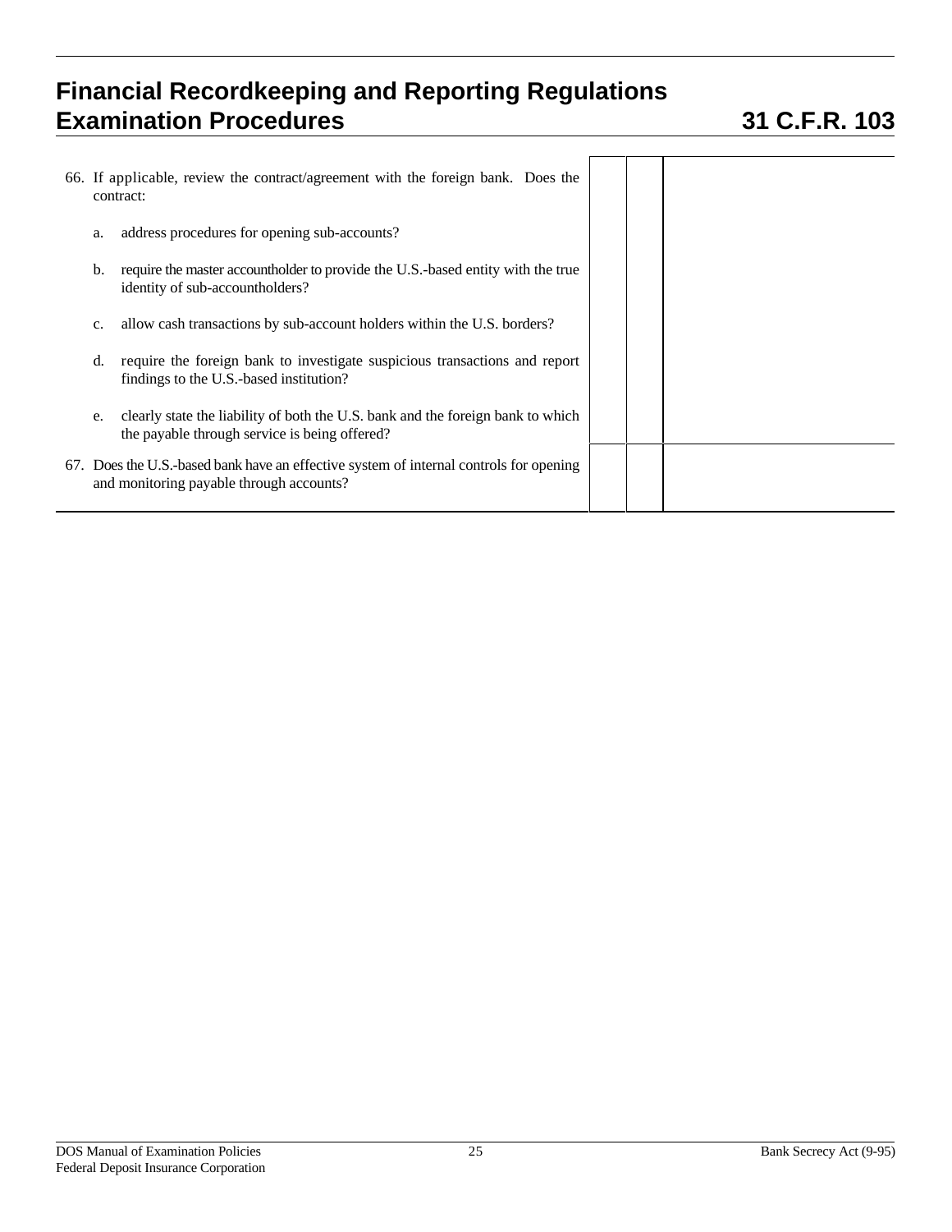# Financial Recordkeeping and Reporting Regulations Examination Procedures 31 C.F.R. 103

| | | | |
|---|---|---|---|
| 66. If applicable, review the contract/agreement with the foreign bank. Does the contract:<br><br>a. address procedures for opening sub-accounts?<br><br>b. require the master accountholder to provide the U.S.-based entity with the true identity of sub-accountholders?<br><br>c. allow cash transactions by sub-account holders within the U.S. borders?<br><br>d. require the foreign bank to investigate suspicious transactions and report findings to the U.S.-based institution?<br><br>e. clearly state the liability of both the U.S. bank and the foreign bank to which the payable through service is being offered? | | | |
| 67. Does the U.S.-based bank have an effective system of internal controls for opening and monitoring payable through accounts? | | | |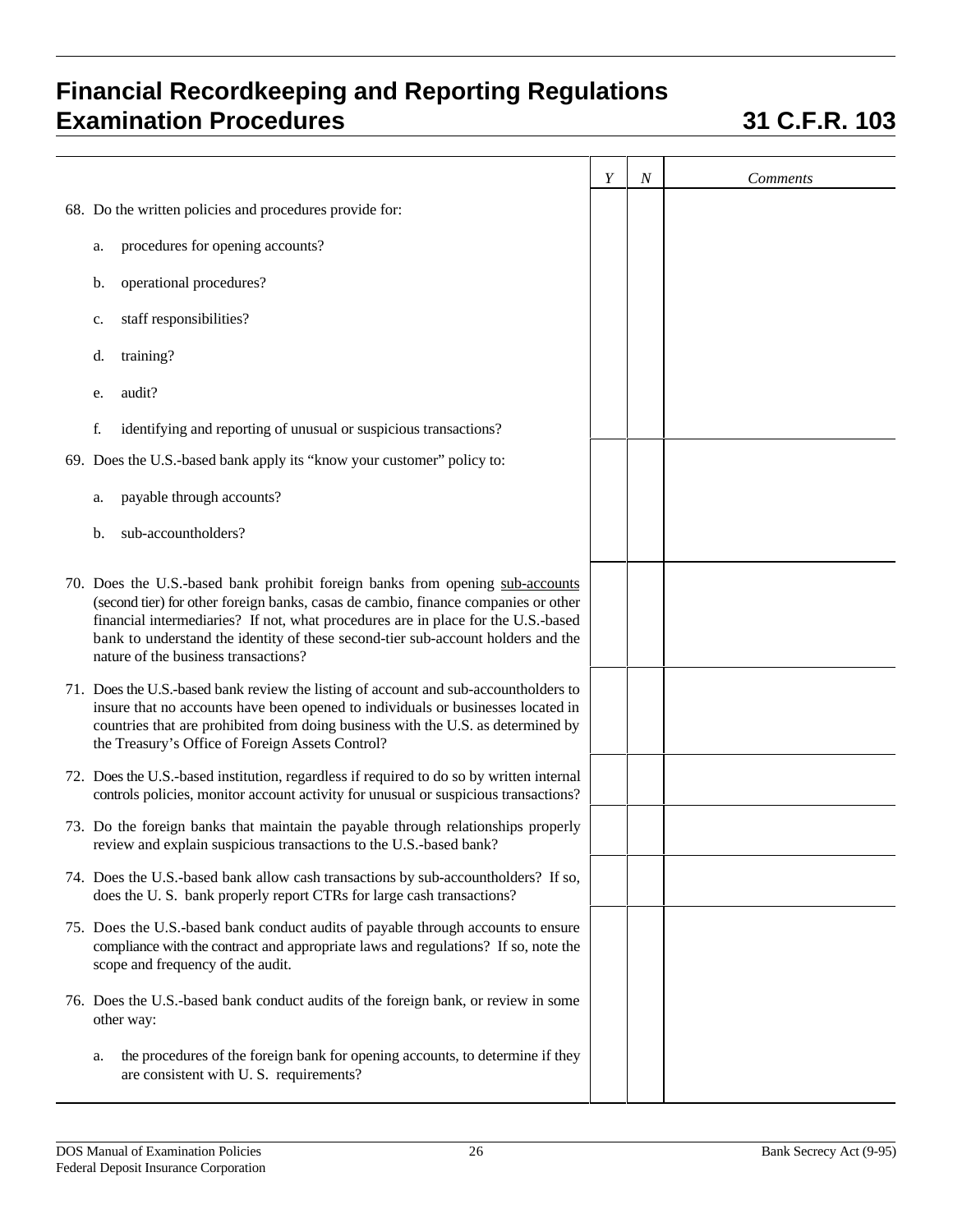# Financial Recordkeeping and Reporting Regulations Examination Procedures — 31 C.F.R. 103

| | Y | N | Comments |
|---|---|---|---|
| 68. Do the written policies and procedures provide for:<br>a. procedures for opening accounts?<br>b. operational procedures?<br>c. staff responsibilities?<br>d. training?<br>e. audit?<br>f. identifying and reporting of unusual or suspicious transactions? | | | |
| 69. Does the U.S.-based bank apply its "know your customer" policy to:<br>a. payable through accounts?<br>b. sub-accountholders? | | | |
| 70. Does the U.S.-based bank prohibit foreign banks from opening <u>sub-accounts</u> (second tier) for other foreign banks, casas de cambio, finance companies or other financial intermediaries? If not, what procedures are in place for the U.S.-based bank to understand the identity of these second-tier sub-account holders and the nature of the business transactions? | | | |
| 71. Does the U.S.-based bank review the listing of account and sub-accountholders to insure that no accounts have been opened to individuals or businesses located in countries that are prohibited from doing business with the U.S. as determined by the Treasury's Office of Foreign Assets Control? | | | |
| 72. Does the U.S.-based institution, regardless if required to do so by written internal controls policies, monitor account activity for unusual or suspicious transactions? | | | |
| 73. Do the foreign banks that maintain the payable through relationships properly review and explain suspicious transactions to the U.S.-based bank? | | | |
| 74. Does the U.S.-based bank allow cash transactions by sub-accountholders? If so, does the U. S. bank properly report CTRs for large cash transactions? | | | |
| 75. Does the U.S.-based bank conduct audits of payable through accounts to ensure compliance with the contract and appropriate laws and regulations? If so, note the scope and frequency of the audit. | | | |
| 76. Does the U.S.-based bank conduct audits of the foreign bank, or review in some other way:<br>a. the procedures of the foreign bank for opening accounts, to determine if they are consistent with U. S. requirements? | | | |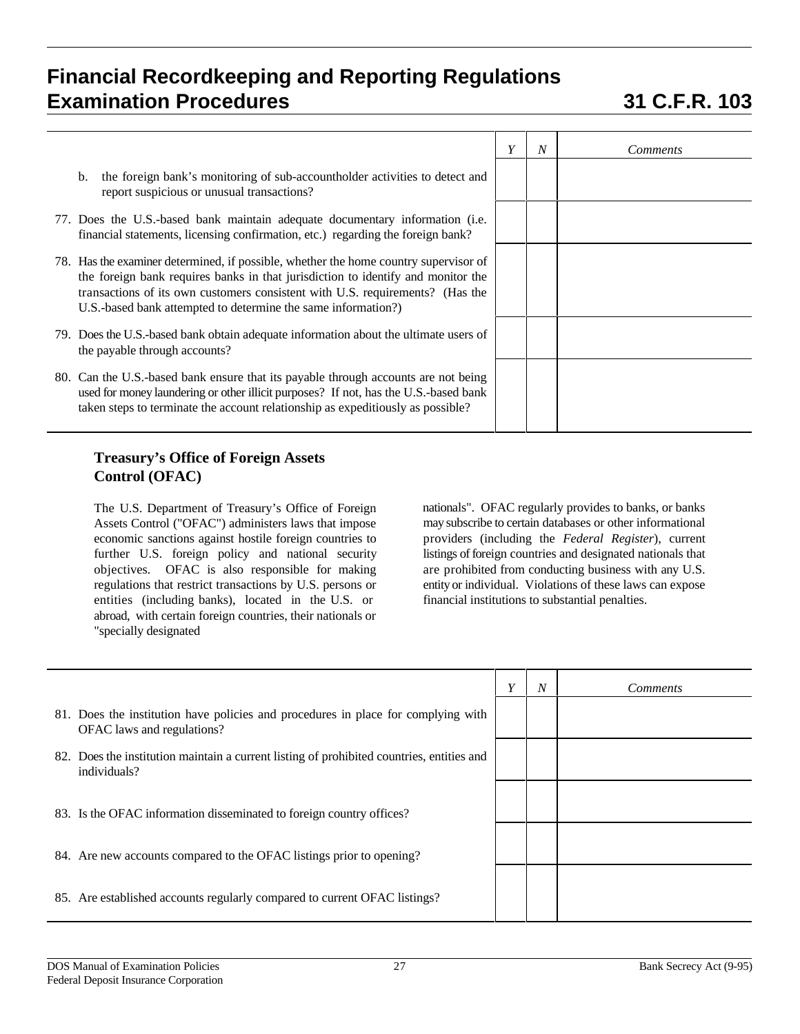# Financial Recordkeeping and Reporting Regulations Examination Procedures — 31 C.F.R. 103

| | Y | N | Comments |
|---|---|---|---|
| b. the foreign bank's monitoring of sub-accountholder activities to detect and report suspicious or unusual transactions? | | | |
| 77. Does the U.S.-based bank maintain adequate documentary information (i.e. financial statements, licensing confirmation, etc.) regarding the foreign bank? | | | |
| 78. Has the examiner determined, if possible, whether the home country supervisor of the foreign bank requires banks in that jurisdiction to identify and monitor the transactions of its own customers consistent with U.S. requirements? (Has the U.S.-based bank attempted to determine the same information?) | | | |
| 79. Does the U.S.-based bank obtain adequate information about the ultimate users of the payable through accounts? | | | |
| 80. Can the U.S.-based bank ensure that its payable through accounts are not being used for money laundering or other illicit purposes? If not, has the U.S.-based bank taken steps to terminate the account relationship as expeditiously as possible? | | | |

### Treasury's Office of Foreign Assets Control (OFAC)

The U.S. Department of Treasury's Office of Foreign Assets Control ("OFAC") administers laws that impose economic sanctions against hostile foreign countries to further U.S. foreign policy and national security objectives. OFAC is also responsible for making regulations that restrict transactions by U.S. persons or entities (including banks), located in the U.S. or abroad, with certain foreign countries, their nationals or "specially designated nationals". OFAC regularly provides to banks, or banks may subscribe to certain databases or other informational providers (including the *Federal Register*), current listings of foreign countries and designated nationals that are prohibited from conducting business with any U.S. entity or individual. Violations of these laws can expose financial institutions to substantial penalties.

| | Y | N | Comments |
|---|---|---|---|
| 81. Does the institution have policies and procedures in place for complying with OFAC laws and regulations? | | | |
| 82. Does the institution maintain a current listing of prohibited countries, entities and individuals? | | | |
| 83. Is the OFAC information disseminated to foreign country offices? | | | |
| 84. Are new accounts compared to the OFAC listings prior to opening? | | | |
| 85. Are established accounts regularly compared to current OFAC listings? | | | |